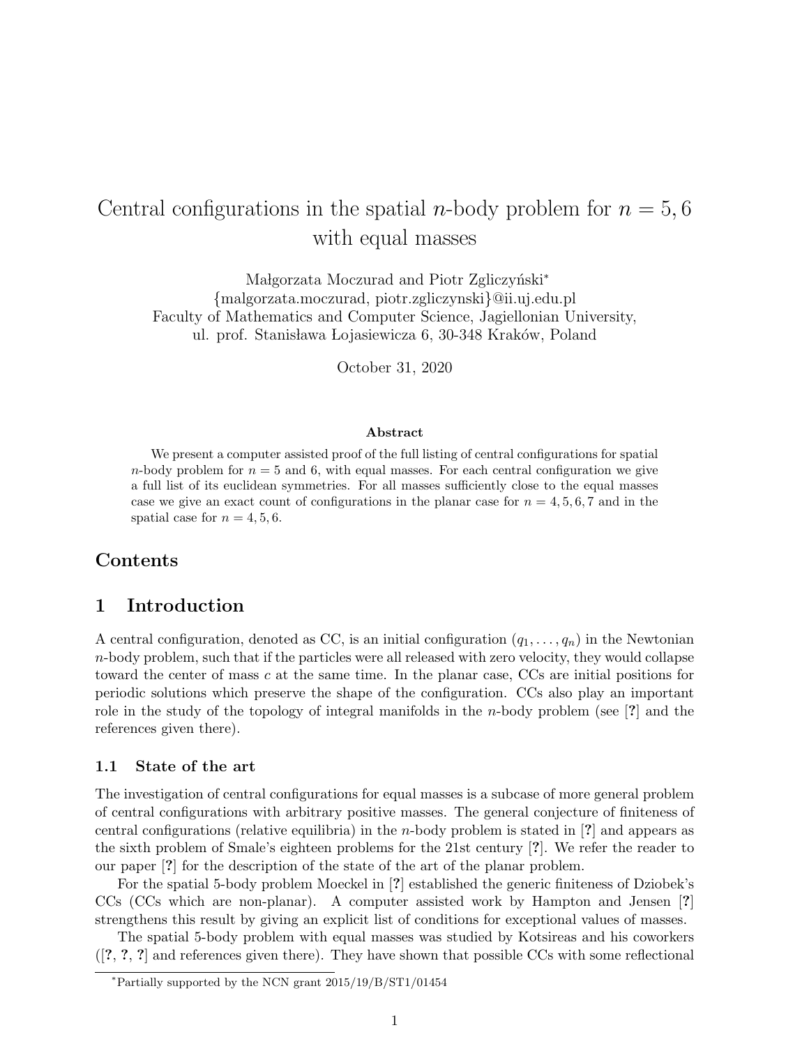# Central configurations in the spatial $n$-body problem for $n = 5, 6$ with equal masses

Małgorzata Moczurad and Piotr Zgliczyński*
{malgorzata.moczurad, piotr.zgliczynski}@ii.uj.edu.pl
Faculty of Mathematics and Computer Science, Jagiellonian University,
ul. prof. Stanisława Łojasiewicza 6, 30-348 Kraków, Poland

October 31, 2020

**Abstract**

We present a computer assisted proof of the full listing of central configurations for spatial $n$-body problem for $n = 5$ and 6, with equal masses. For each central configuration we give a full list of its euclidean symmetries. For all masses sufficiently close to the equal masses case we give an exact count of configurations in the planar case for $n = 4, 5, 6, 7$ and in the spatial case for $n = 4, 5, 6$.

## Contents

## 1 Introduction

A central configuration, denoted as CC, is an initial configuration $(q_1, \ldots, q_n)$ in the Newtonian $n$-body problem, such that if the particles were all released with zero velocity, they would collapse toward the center of mass $c$ at the same time. In the planar case, CCs are initial positions for periodic solutions which preserve the shape of the configuration. CCs also play an important role in the study of the topology of integral manifolds in the $n$-body problem (see [?] and the references given there).

### 1.1 State of the art

The investigation of central configurations for equal masses is a subcase of more general problem of central configurations with arbitrary positive masses. The general conjecture of finiteness of central configurations (relative equilibria) in the $n$-body problem is stated in [?] and appears as the sixth problem of Smale's eighteen problems for the 21st century [?]. We refer the reader to our paper [?] for the description of the state of the art of the planar problem.

For the spatial 5-body problem Moeckel in [?] established the generic finiteness of Dziobek's CCs (CCs which are non-planar). A computer assisted work by Hampton and Jensen [?] strengthens this result by giving an explicit list of conditions for exceptional values of masses.

The spatial 5-body problem with equal masses was studied by Kotsireas and his coworkers ([?, ?, ?] and references given there). They have shown that possible CCs with some reflectional

*Partially supported by the NCN grant 2015/19/B/ST1/01454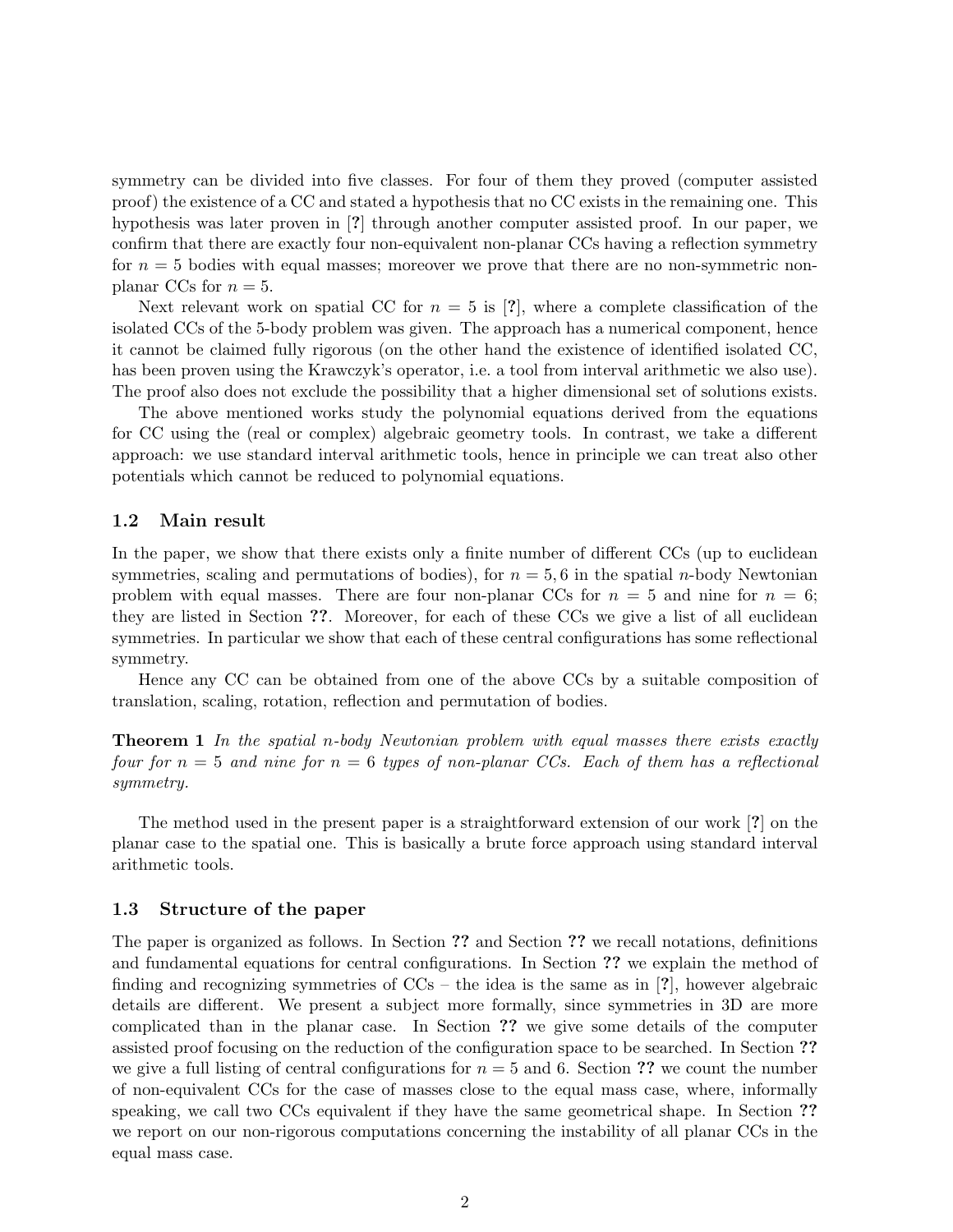symmetry can be divided into five classes. For four of them they proved (computer assisted proof) the existence of a CC and stated a hypothesis that no CC exists in the remaining one. This hypothesis was later proven in [?] through another computer assisted proof. In our paper, we confirm that there are exactly four non-equivalent non-planar CCs having a reflection symmetry for $n = 5$ bodies with equal masses; moreover we prove that there are no non-symmetric non-planar CCs for $n = 5$.

Next relevant work on spatial CC for $n = 5$ is [?], where a complete classification of the isolated CCs of the 5-body problem was given. The approach has a numerical component, hence it cannot be claimed fully rigorous (on the other hand the existence of identified isolated CC, has been proven using the Krawczyk's operator, i.e. a tool from interval arithmetic we also use). The proof also does not exclude the possibility that a higher dimensional set of solutions exists.

The above mentioned works study the polynomial equations derived from the equations for CC using the (real or complex) algebraic geometry tools. In contrast, we take a different approach: we use standard interval arithmetic tools, hence in principle we can treat also other potentials which cannot be reduced to polynomial equations.

### 1.2 Main result

In the paper, we show that there exists only a finite number of different CCs (up to euclidean symmetries, scaling and permutations of bodies), for $n = 5, 6$ in the spatial $n$-body Newtonian problem with equal masses. There are four non-planar CCs for $n = 5$ and nine for $n = 6$; they are listed in Section ??. Moreover, for each of these CCs we give a list of all euclidean symmetries. In particular we show that each of these central configurations has some reflectional symmetry.

Hence any CC can be obtained from one of the above CCs by a suitable composition of translation, scaling, rotation, reflection and permutation of bodies.

**Theorem 1** *In the spatial $n$-body Newtonian problem with equal masses there exists exactly four for $n = 5$ and nine for $n = 6$ types of non-planar CCs. Each of them has a reflectional symmetry.*

The method used in the present paper is a straightforward extension of our work [?] on the planar case to the spatial one. This is basically a brute force approach using standard interval arithmetic tools.

### 1.3 Structure of the paper

The paper is organized as follows. In Section ?? and Section ?? we recall notations, definitions and fundamental equations for central configurations. In Section ?? we explain the method of finding and recognizing symmetries of CCs – the idea is the same as in [?], however algebraic details are different. We present a subject more formally, since symmetries in 3D are more complicated than in the planar case. In Section ?? we give some details of the computer assisted proof focusing on the reduction of the configuration space to be searched. In Section ?? we give a full listing of central configurations for $n = 5$ and 6. Section ?? we count the number of non-equivalent CCs for the case of masses close to the equal mass case, where, informally speaking, we call two CCs equivalent if they have the same geometrical shape. In Section ?? we report on our non-rigorous computations concerning the instability of all planar CCs in the equal mass case.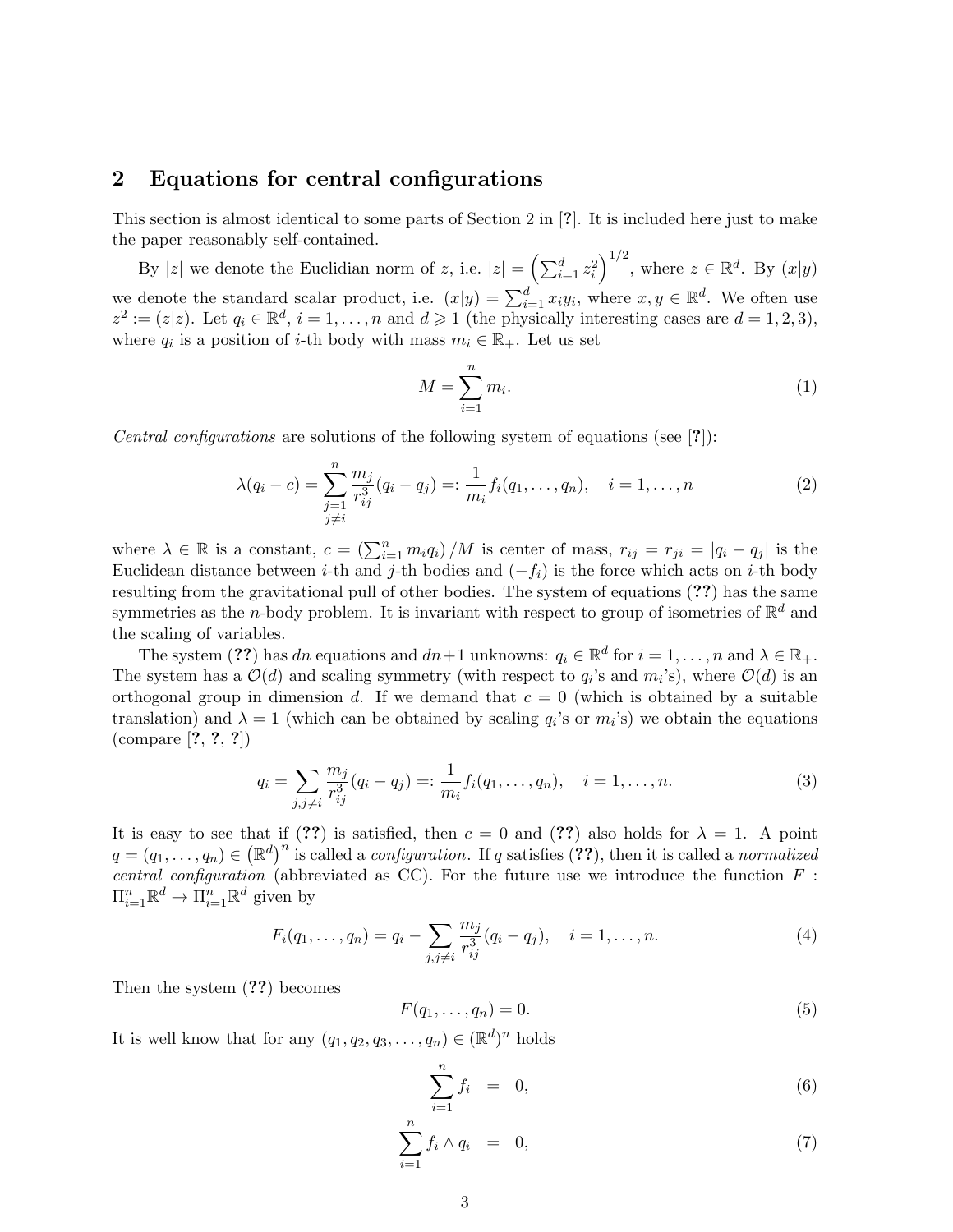## 2 Equations for central configurations

This section is almost identical to some parts of Section 2 in [?]. It is included here just to make the paper reasonably self-contained.

By $|z|$ we denote the Euclidian norm of $z$, i.e. $|z| = \left(\sum_{i=1}^{d} z_i^2\right)^{1/2}$, where $z \in \mathbb{R}^d$. By $(x|y)$ we denote the standard scalar product, i.e. $(x|y) = \sum_{i=1}^{d} x_i y_i$, where $x, y \in \mathbb{R}^d$. We often use $z^2 := (z|z)$. Let $q_i \in \mathbb{R}^d$, $i = 1, \ldots, n$ and $d \geqslant 1$ (the physically interesting cases are $d = 1, 2, 3$), where $q_i$ is a position of $i$-th body with mass $m_i \in \mathbb{R}_+$. Let us set

$$M = \sum_{i=1}^{n} m_i. \tag{1}$$

*Central configurations* are solutions of the following system of equations (see [?]):

$$\lambda(q_i - c) = \sum_{\substack{j=1 \\ j \neq i}}^{n} \frac{m_j}{r_{ij}^3}(q_i - q_j) =: \frac{1}{m_i} f_i(q_1, \ldots, q_n), \quad i = 1, \ldots, n \tag{2}$$

where $\lambda \in \mathbb{R}$ is a constant, $c = \left(\sum_{i=1}^{n} m_i q_i\right)/M$ is center of mass, $r_{ij} = r_{ji} = |q_i - q_j|$ is the Euclidean distance between $i$-th and $j$-th bodies and $(-f_i)$ is the force which acts on $i$-th body resulting from the gravitational pull of other bodies. The system of equations (**??**) has the same symmetries as the $n$-body problem. It is invariant with respect to group of isometries of $\mathbb{R}^d$ and the scaling of variables.

The system (**??**) has $dn$ equations and $dn+1$ unknowns: $q_i \in \mathbb{R}^d$ for $i = 1, \ldots, n$ and $\lambda \in \mathbb{R}_+$. The system has a $\mathcal{O}(d)$ and scaling symmetry (with respect to $q_i$'s and $m_i$'s), where $\mathcal{O}(d)$ is an orthogonal group in dimension $d$. If we demand that $c = 0$ (which is obtained by a suitable translation) and $\lambda = 1$ (which can be obtained by scaling $q_i$'s or $m_i$'s) we obtain the equations (compare [?, ?, ?])

$$q_i = \sum_{j, j \neq i} \frac{m_j}{r_{ij}^3}(q_i - q_j) =: \frac{1}{m_i} f_i(q_1, \ldots, q_n), \quad i = 1, \ldots, n. \tag{3}$$

It is easy to see that if (**??**) is satisfied, then $c = 0$ and (**??**) also holds for $\lambda = 1$. A point $q = (q_1, \ldots, q_n) \in \left(\mathbb{R}^d\right)^n$ is called a *configuration*. If $q$ satisfies (**??**), then it is called a *normalized central configuration* (abbreviated as CC). For the future use we introduce the function $F : \Pi_{i=1}^n \mathbb{R}^d \to \Pi_{i=1}^n \mathbb{R}^d$ given by

$$F_i(q_1, \ldots, q_n) = q_i - \sum_{j, j \neq i} \frac{m_j}{r_{ij}^3}(q_i - q_j), \quad i = 1, \ldots, n. \tag{4}$$

Then the system (**??**) becomes

$$F(q_1, \ldots, q_n) = 0. \tag{5}$$

It is well know that for any $(q_1, q_2, q_3, \ldots, q_n) \in (\mathbb{R}^d)^n$ holds

$$\sum_{i=1}^{n} f_i = 0, \tag{6}$$

$$\sum_{i=1}^{n} f_i \wedge q_i = 0, \tag{7}$$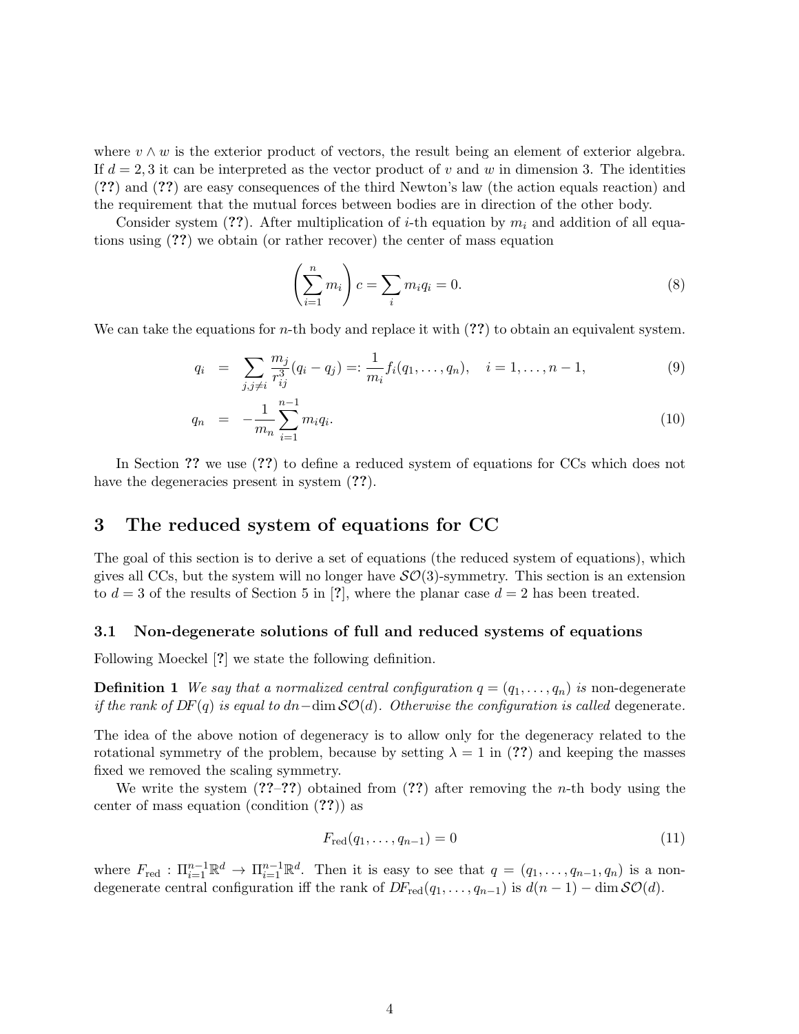where $v \wedge w$ is the exterior product of vectors, the result being an element of exterior algebra. If $d = 2, 3$ it can be interpreted as the vector product of $v$ and $w$ in dimension 3. The identities (**??**) and (**??**) are easy consequences of the third Newton's law (the action equals reaction) and the requirement that the mutual forces between bodies are in direction of the other body.

Consider system (**??**). After multiplication of $i$-th equation by $m_i$ and addition of all equations using (**??**) we obtain (or rather recover) the center of mass equation

$$\left( \sum_{i=1}^{n} m_i \right) c = \sum_i m_i q_i = 0. \tag{8}$$

We can take the equations for $n$-th body and replace it with (**??**) to obtain an equivalent system.

$$q_i = \sum_{j, j \neq i} \frac{m_j}{r_{ij}^3}(q_i - q_j) =: \frac{1}{m_i} f_i(q_1, \ldots, q_n), \quad i = 1, \ldots, n-1, \tag{9}$$

$$q_n = -\frac{1}{m_n} \sum_{i=1}^{n-1} m_i q_i. \tag{10}$$

In Section **??** we use (**??**) to define a reduced system of equations for CCs which does not have the degeneracies present in system (**??**).

# 3 The reduced system of equations for CC

The goal of this section is to derive a set of equations (the reduced system of equations), which gives all CCs, but the system will no longer have $\mathcal{SO}(3)$-symmetry. This section is an extension to $d = 3$ of the results of Section 5 in [**?**], where the planar case $d = 2$ has been treated.

## 3.1 Non-degenerate solutions of full and reduced systems of equations

Following Moeckel [**?**] we state the following definition.

**Definition 1** *We say that a normalized central configuration $q = (q_1, \ldots, q_n)$ is* non-degenerate *if the rank of $DF(q)$ is equal to $dn - \dim \mathcal{SO}(d)$. Otherwise the configuration is called* degenerate*.*

The idea of the above notion of degeneracy is to allow only for the degeneracy related to the rotational symmetry of the problem, because by setting $\lambda = 1$ in (**??**) and keeping the masses fixed we removed the scaling symmetry.

We write the system (**??**–**??**) obtained from (**??**) after removing the $n$-th body using the center of mass equation (condition (**??**)) as

$$F_{\text{red}}(q_1, \ldots, q_{n-1}) = 0 \tag{11}$$

where $F_{\text{red}} : \Pi_{i=1}^{n-1} \mathbb{R}^d \to \Pi_{i=1}^{n-1} \mathbb{R}^d$. Then it is easy to see that $q = (q_1, \ldots, q_{n-1}, q_n)$ is a non-degenerate central configuration iff the rank of $DF_{\text{red}}(q_1, \ldots, q_{n-1})$ is $d(n-1) - \dim \mathcal{SO}(d)$.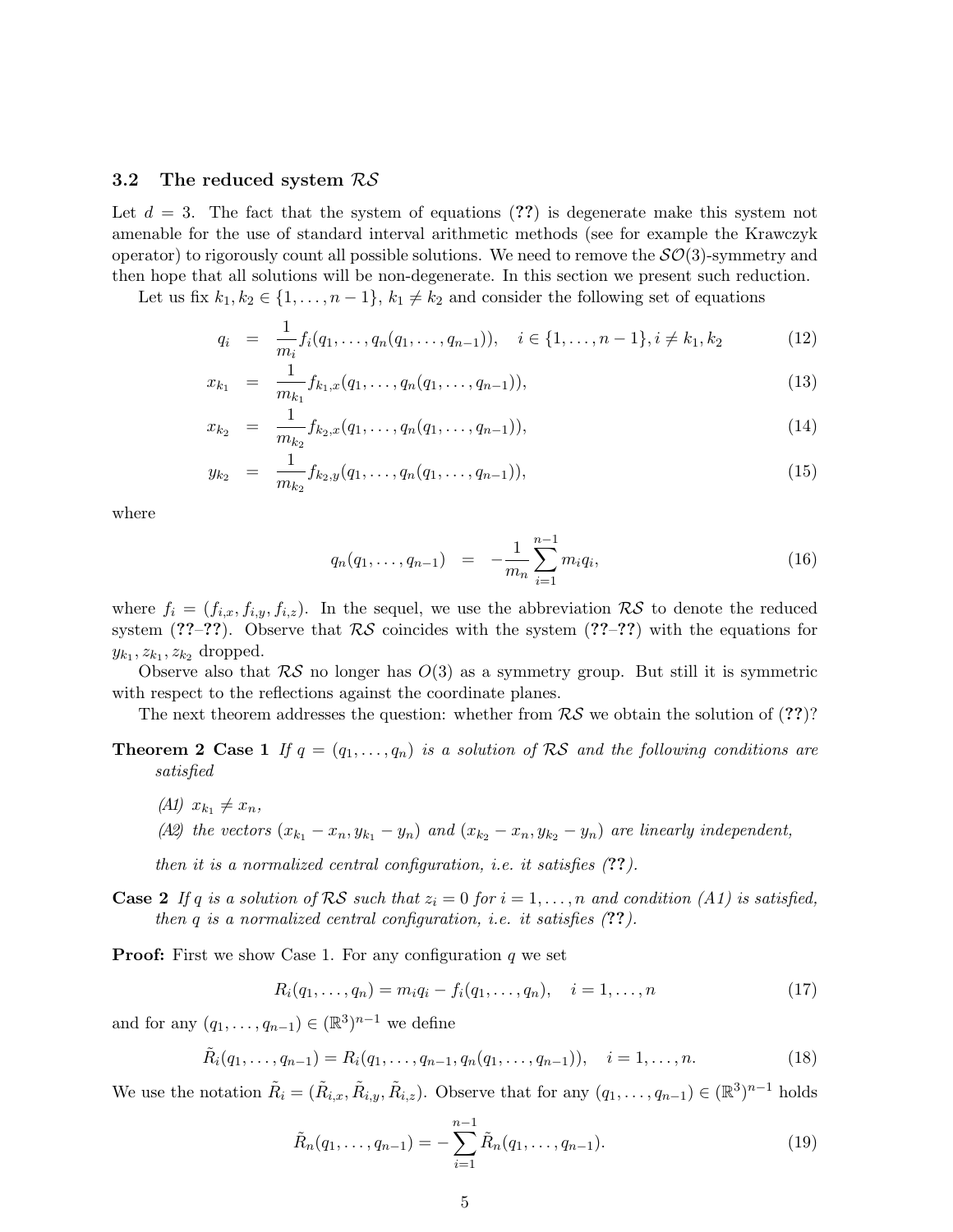### 3.2 The reduced system $\mathcal{RS}$

Let $d = 3$. The fact that the system of equations (**??**) is degenerate make this system not amenable for the use of standard interval arithmetic methods (see for example the Krawczyk operator) to rigorously count all possible solutions. We need to remove the $\mathcal{SO}(3)$-symmetry and then hope that all solutions will be non-degenerate. In this section we present such reduction.

Let us fix $k_1, k_2 \in \{1, \dots, n-1\}$, $k_1 \neq k_2$ and consider the following set of equations

$$q_i = \frac{1}{m_i} f_i(q_1, \dots, q_n(q_1, \dots, q_{n-1})), \quad i \in \{1, \dots, n-1\}, i \neq k_1, k_2 \tag{12}$$

$$x_{k_1} = \frac{1}{m_{k_1}} f_{k_1,x}(q_1, \dots, q_n(q_1, \dots, q_{n-1})), \tag{13}$$

$$x_{k_2} = \frac{1}{m_{k_2}} f_{k_2,x}(q_1, \dots, q_n(q_1, \dots, q_{n-1})), \tag{14}$$

$$y_{k_2} = \frac{1}{m_{k_2}} f_{k_2,y}(q_1, \dots, q_n(q_1, \dots, q_{n-1})), \tag{15}$$

where

$$q_n(q_1, \dots, q_{n-1}) = -\frac{1}{m_n} \sum_{i=1}^{n-1} m_i q_i, \tag{16}$$

where $f_i = (f_{i,x}, f_{i,y}, f_{i,z})$. In the sequel, we use the abbreviation $\mathcal{RS}$ to denote the reduced system (**??**–**??**). Observe that $\mathcal{RS}$ coincides with the system (**??**–**??**) with the equations for $y_{k_1}, z_{k_1}, z_{k_2}$ dropped.

Observe also that $\mathcal{RS}$ no longer has $O(3)$ as a symmetry group. But still it is symmetric with respect to the reflections against the coordinate planes.

The next theorem addresses the question: whether from $\mathcal{RS}$ we obtain the solution of (**??**)?

**Theorem 2 Case 1** *If $q = (q_1, \dots, q_n)$ is a solution of $\mathcal{RS}$ and the following conditions are satisfied*

*(A1) $x_{k_1} \neq x_n$,*

*(A2) the vectors $(x_{k_1} - x_n, y_{k_1} - y_n)$ and $(x_{k_2} - x_n, y_{k_2} - y_n)$ are linearly independent,*

*then it is a normalized central configuration, i.e. it satisfies (**??**).*

**Case 2** *If $q$ is a solution of $\mathcal{RS}$ such that $z_i = 0$ for $i = 1, \dots, n$ and condition (A1) is satisfied, then $q$ is a normalized central configuration, i.e. it satisfies (**??**).*

**Proof:** First we show Case 1. For any configuration $q$ we set

$$R_i(q_1, \dots, q_n) = m_i q_i - f_i(q_1, \dots, q_n), \quad i = 1, \dots, n \tag{17}$$

and for any $(q_1, \dots, q_{n-1}) \in (\mathbb{R}^3)^{n-1}$ we define

$$\tilde{R}_i(q_1, \dots, q_{n-1}) = R_i(q_1, \dots, q_{n-1}, q_n(q_1, \dots, q_{n-1})), \quad i = 1, \dots, n. \tag{18}$$

We use the notation $\tilde{R}_i = (\tilde{R}_{i,x}, \tilde{R}_{i,y}, \tilde{R}_{i,z})$. Observe that for any $(q_1, \dots, q_{n-1}) \in (\mathbb{R}^3)^{n-1}$ holds

$$\tilde{R}_n(q_1, \dots, q_{n-1}) = -\sum_{i=1}^{n-1} \tilde{R}_n(q_1, \dots, q_{n-1}). \tag{19}$$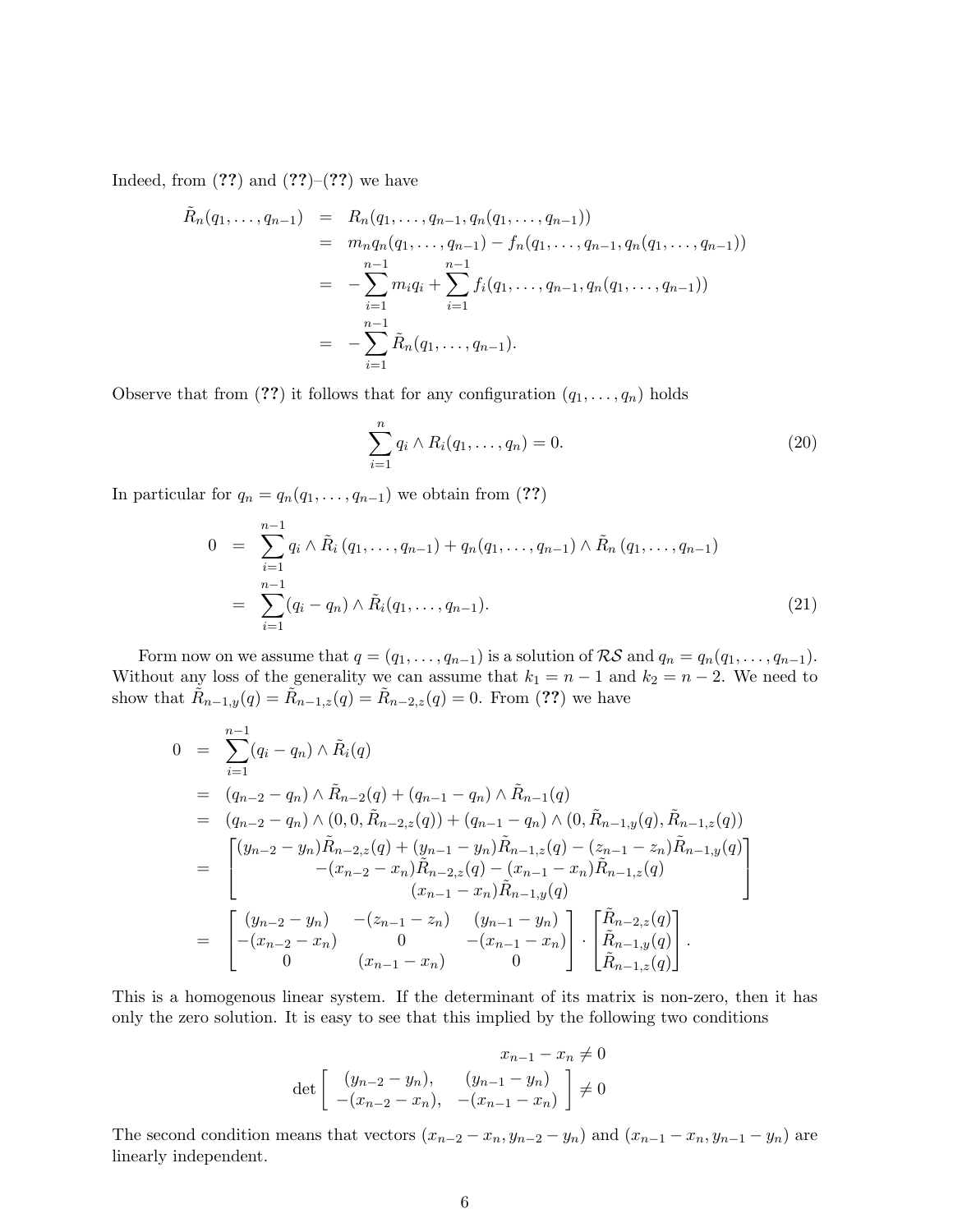Indeed, from (**??**) and (**??**)–(**??**) we have

$$
\begin{aligned}
\tilde{R}_n(q_1,\ldots,q_{n-1}) &= R_n(q_1,\ldots,q_{n-1},q_n(q_1,\ldots,q_{n-1})) \\
&= m_n q_n(q_1,\ldots,q_{n-1}) - f_n(q_1,\ldots,q_{n-1},q_n(q_1,\ldots,q_{n-1})) \\
&= -\sum_{i=1}^{n-1} m_i q_i + \sum_{i=1}^{n-1} f_i(q_1,\ldots,q_{n-1},q_n(q_1,\ldots,q_{n-1})) \\
&= -\sum_{i=1}^{n-1} \tilde{R}_n(q_1,\ldots,q_{n-1}).
\end{aligned}
$$

Observe that from (**??**) it follows that for any configuration $(q_1,\ldots,q_n)$ holds

$$
\sum_{i=1}^{n} q_i \wedge R_i(q_1,\ldots,q_n) = 0. \tag{20}
$$

In particular for $q_n = q_n(q_1,\ldots,q_{n-1})$ we obtain from (**??**)

$$
\begin{aligned}
0 &= \sum_{i=1}^{n-1} q_i \wedge \tilde{R}_i\left(q_1,\ldots,q_{n-1}\right) + q_n(q_1,\ldots,q_{n-1}) \wedge \tilde{R}_n\left(q_1,\ldots,q_{n-1}\right) \\
&= \sum_{i=1}^{n-1} (q_i - q_n) \wedge \tilde{R}_i(q_1,\ldots,q_{n-1}).
\end{aligned} \tag{21}
$$

Form now on we assume that $q = (q_1,\ldots,q_{n-1})$ is a solution of $\mathcal{RS}$ and $q_n = q_n(q_1,\ldots,q_{n-1})$. Without any loss of the generality we can assume that $k_1 = n-1$ and $k_2 = n-2$. We need to show that $\tilde{R}_{n-1,y}(q) = \tilde{R}_{n-1,z}(q) = \tilde{R}_{n-2,z}(q) = 0$. From (**??**) we have

$$
\begin{aligned}
0 &= \sum_{i=1}^{n-1} (q_i - q_n) \wedge \tilde{R}_i(q) \\
&= (q_{n-2} - q_n) \wedge \tilde{R}_{n-2}(q) + (q_{n-1} - q_n) \wedge \tilde{R}_{n-1}(q) \\
&= (q_{n-2} - q_n) \wedge (0, 0, \tilde{R}_{n-2,z}(q)) + (q_{n-1} - q_n) \wedge (0, \tilde{R}_{n-1,y}(q), \tilde{R}_{n-1,z}(q)) \\
&= \begin{bmatrix} (y_{n-2} - y_n)\tilde{R}_{n-2,z}(q) + (y_{n-1} - y_n)\tilde{R}_{n-1,z}(q) - (z_{n-1} - z_n)\tilde{R}_{n-1,y}(q) \\ -(x_{n-2} - x_n)\tilde{R}_{n-2,z}(q) - (x_{n-1} - x_n)\tilde{R}_{n-1,z}(q) \\ (x_{n-1} - x_n)\tilde{R}_{n-1,y}(q) \end{bmatrix} \\
&= \begin{bmatrix} (y_{n-2} - y_n) & -(z_{n-1} - z_n) & (y_{n-1} - y_n) \\ -(x_{n-2} - x_n) & 0 & -(x_{n-1} - x_n) \\ 0 & (x_{n-1} - x_n) & 0 \end{bmatrix} \cdot \begin{bmatrix} \tilde{R}_{n-2,z}(q) \\ \tilde{R}_{n-1,y}(q) \\ \tilde{R}_{n-1,z}(q) \end{bmatrix}.
\end{aligned}
$$

This is a homogenous linear system. If the determinant of its matrix is non-zero, then it has only the zero solution. It is easy to see that this implied by the following two conditions

$$
x_{n-1} - x_n \neq 0
$$

$$
\det \begin{bmatrix} (y_{n-2} - y_n), & (y_{n-1} - y_n) \\ -(x_{n-2} - x_n), & -(x_{n-1} - x_n) \end{bmatrix} \neq 0
$$

The second condition means that vectors $(x_{n-2} - x_n, y_{n-2} - y_n)$ and $(x_{n-1} - x_n, y_{n-1} - y_n)$ are linearly independent.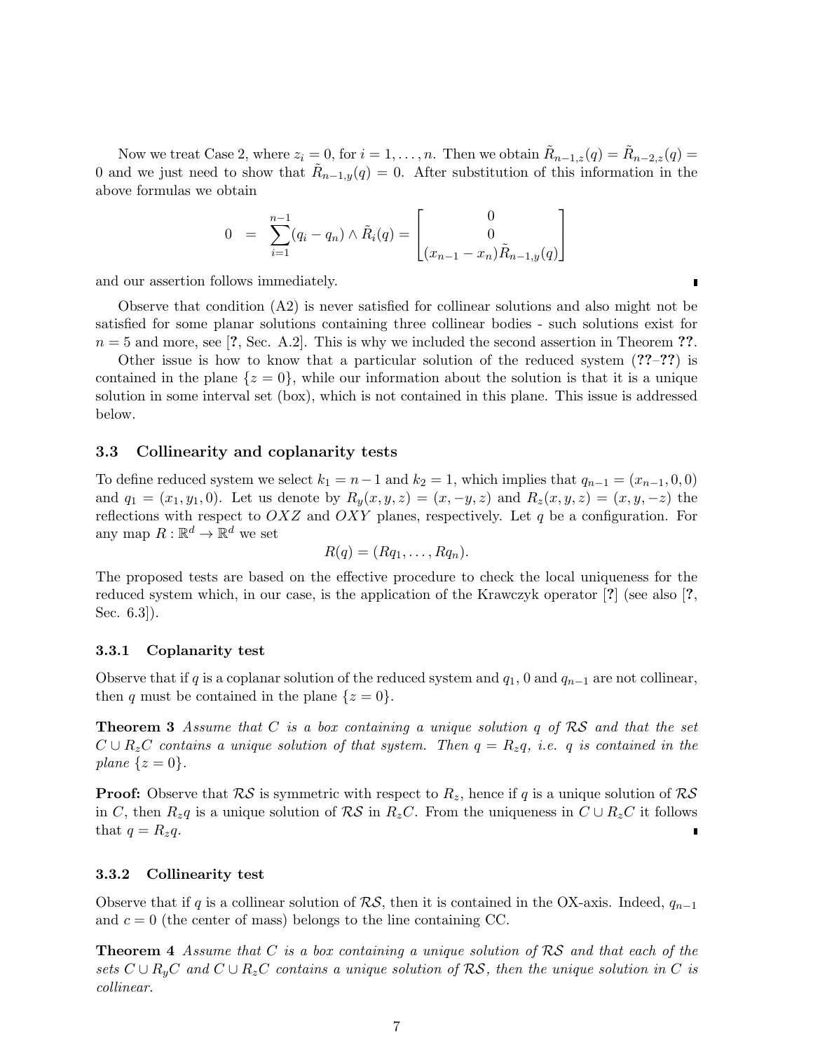Now we treat Case 2, where $z_i = 0$, for $i = 1, \ldots, n$. Then we obtain $\tilde{R}_{n-1,z}(q) = \tilde{R}_{n-2,z}(q) = 0$ and we just need to show that $\tilde{R}_{n-1,y}(q) = 0$. After substitution of this information in the above formulas we obtain

$$0 \;=\; \sum_{i=1}^{n-1} (q_i - q_n) \wedge \tilde{R}_i(q) = \begin{bmatrix} 0 \\ 0 \\ (x_{n-1} - x_n)\tilde{R}_{n-1,y}(q) \end{bmatrix}$$

and our assertion follows immediately. ∎

Observe that condition (A2) is never satisfied for collinear solutions and also might not be satisfied for some planar solutions containing three collinear bodies - such solutions exist for $n = 5$ and more, see [?, Sec. A.2]. This is why we included the second assertion in Theorem ??.

Other issue is how to know that a particular solution of the reduced system (??–??) is contained in the plane $\{z = 0\}$, while our information about the solution is that it is a unique solution in some interval set (box), which is not contained in this plane. This issue is addressed below.

### 3.3 Collinearity and coplanarity tests

To define reduced system we select $k_1 = n-1$ and $k_2 = 1$, which implies that $q_{n-1} = (x_{n-1}, 0, 0)$ and $q_1 = (x_1, y_1, 0)$. Let us denote by $R_y(x, y, z) = (x, -y, z)$ and $R_z(x, y, z) = (x, y, -z)$ the reflections with respect to $OXZ$ and $OXY$ planes, respectively. Let $q$ be a configuration. For any map $R : \mathbb{R}^d \to \mathbb{R}^d$ we set

$$R(q) = (Rq_1, \ldots, Rq_n).$$

The proposed tests are based on the effective procedure to check the local uniqueness for the reduced system which, in our case, is the application of the Krawczyk operator [?] (see also [?, Sec. 6.3]).

#### 3.3.1 Coplanarity test

Observe that if $q$ is a coplanar solution of the reduced system and $q_1$, $0$ and $q_{n-1}$ are not collinear, then $q$ must be contained in the plane $\{z = 0\}$.

**Theorem 3** *Assume that $C$ is a box containing a unique solution $q$ of $\mathcal{RS}$ and that the set $C \cup R_z C$ contains a unique solution of that system. Then $q = R_z q$, i.e. $q$ is contained in the plane $\{z = 0\}$.*

**Proof:** Observe that $\mathcal{RS}$ is symmetric with respect to $R_z$, hence if $q$ is a unique solution of $\mathcal{RS}$ in $C$, then $R_z q$ is a unique solution of $\mathcal{RS}$ in $R_z C$. From the uniqueness in $C \cup R_z C$ it follows that $q = R_z q$. ∎

#### 3.3.2 Collinearity test

Observe that if $q$ is a collinear solution of $\mathcal{RS}$, then it is contained in the OX-axis. Indeed, $q_{n-1}$ and $c = 0$ (the center of mass) belongs to the line containing CC.

**Theorem 4** *Assume that $C$ is a box containing a unique solution of $\mathcal{RS}$ and that each of the sets $C \cup R_y C$ and $C \cup R_z C$ contains a unique solution of $\mathcal{RS}$, then the unique solution in $C$ is collinear.*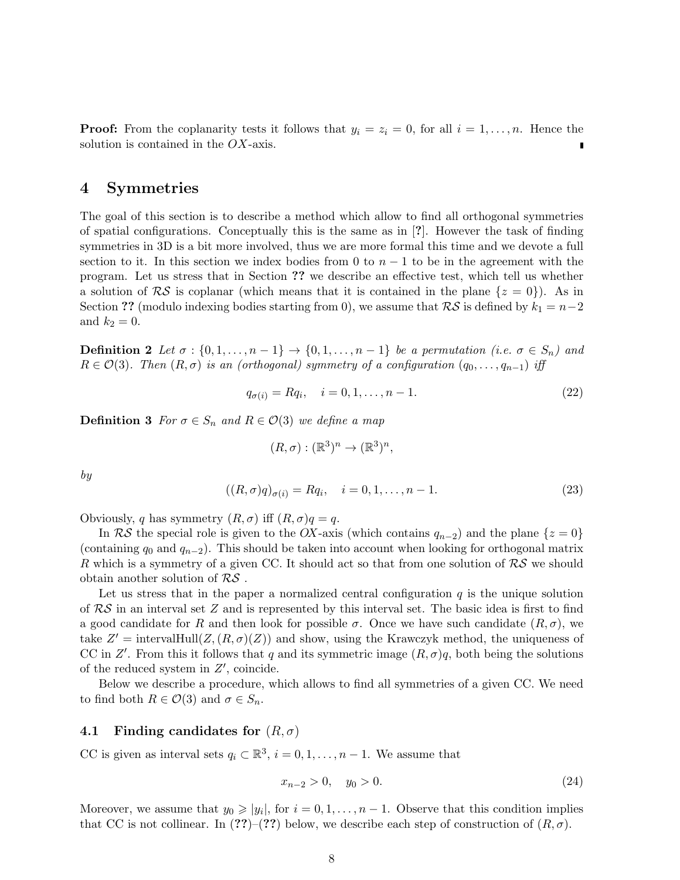**Proof:** From the coplanarity tests it follows that $y_i = z_i = 0$, for all $i = 1, \ldots, n$. Hence the solution is contained in the $OX$-axis. ∎

# 4 Symmetries

The goal of this section is to describe a method which allow to find all orthogonal symmetries of spatial configurations. Conceptually this is the same as in [?]. However the task of finding symmetries in 3D is a bit more involved, thus we are more formal this time and we devote a full section to it. In this section we index bodies from 0 to $n-1$ to be in the agreement with the program. Let us stress that in Section **??** we describe an effective test, which tell us whether a solution of $\mathcal{RS}$ is coplanar (which means that it is contained in the plane $\{z = 0\}$). As in Section **??** (modulo indexing bodies starting from 0), we assume that $\mathcal{RS}$ is defined by $k_1 = n-2$ and $k_2 = 0$.

**Definition 2** *Let $\sigma : \{0, 1, \ldots, n-1\} \to \{0, 1, \ldots, n-1\}$ be a permutation (i.e. $\sigma \in S_n$) and $R \in \mathcal{O}(3)$. Then $(R, \sigma)$ is an (orthogonal) symmetry of a configuration $(q_0, \ldots, q_{n-1})$ iff*

$$q_{\sigma(i)} = Rq_i, \quad i = 0, 1, \ldots, n-1. \tag{22}$$

**Definition 3** *For $\sigma \in S_n$ and $R \in \mathcal{O}(3)$ we define a map*

$$(R, \sigma) : (\mathbb{R}^3)^n \to (\mathbb{R}^3)^n,$$

*by*

$$((R, \sigma)q)_{\sigma(i)} = Rq_i, \quad i = 0, 1, \ldots, n-1. \tag{23}$$

Obviously, $q$ has symmetry $(R, \sigma)$ iff $(R, \sigma)q = q$.

In $\mathcal{RS}$ the special role is given to the $OX$-axis (which contains $q_{n-2}$) and the plane $\{z = 0\}$ (containing $q_0$ and $q_{n-2}$). This should be taken into account when looking for orthogonal matrix $R$ which is a symmetry of a given CC. It should act so that from one solution of $\mathcal{RS}$ we should obtain another solution of $\mathcal{RS}$ .

Let us stress that in the paper a normalized central configuration $q$ is the unique solution of $\mathcal{RS}$ in an interval set $Z$ and is represented by this interval set. The basic idea is first to find a good candidate for $R$ and then look for possible $\sigma$. Once we have such candidate $(R, \sigma)$, we take $Z' = \text{intervalHull}(Z, (R, \sigma)(Z))$ and show, using the Krawczyk method, the uniqueness of CC in $Z'$. From this it follows that $q$ and its symmetric image $(R, \sigma)q$, both being the solutions of the reduced system in $Z'$, coincide.

Below we describe a procedure, which allows to find all symmetries of a given CC. We need to find both $R \in \mathcal{O}(3)$ and $\sigma \in S_n$.

## 4.1 Finding candidates for $(R, \sigma)$

CC is given as interval sets $q_i \subset \mathbb{R}^3$, $i = 0, 1, \ldots, n-1$. We assume that

$$x_{n-2} > 0, \quad y_0 > 0. \tag{24}$$

Moreover, we assume that $y_0 \geqslant |y_i|$, for $i = 0, 1, \ldots, n-1$. Observe that this condition implies that CC is not collinear. In (**??**)–(**??**) below, we describe each step of construction of $(R, \sigma)$.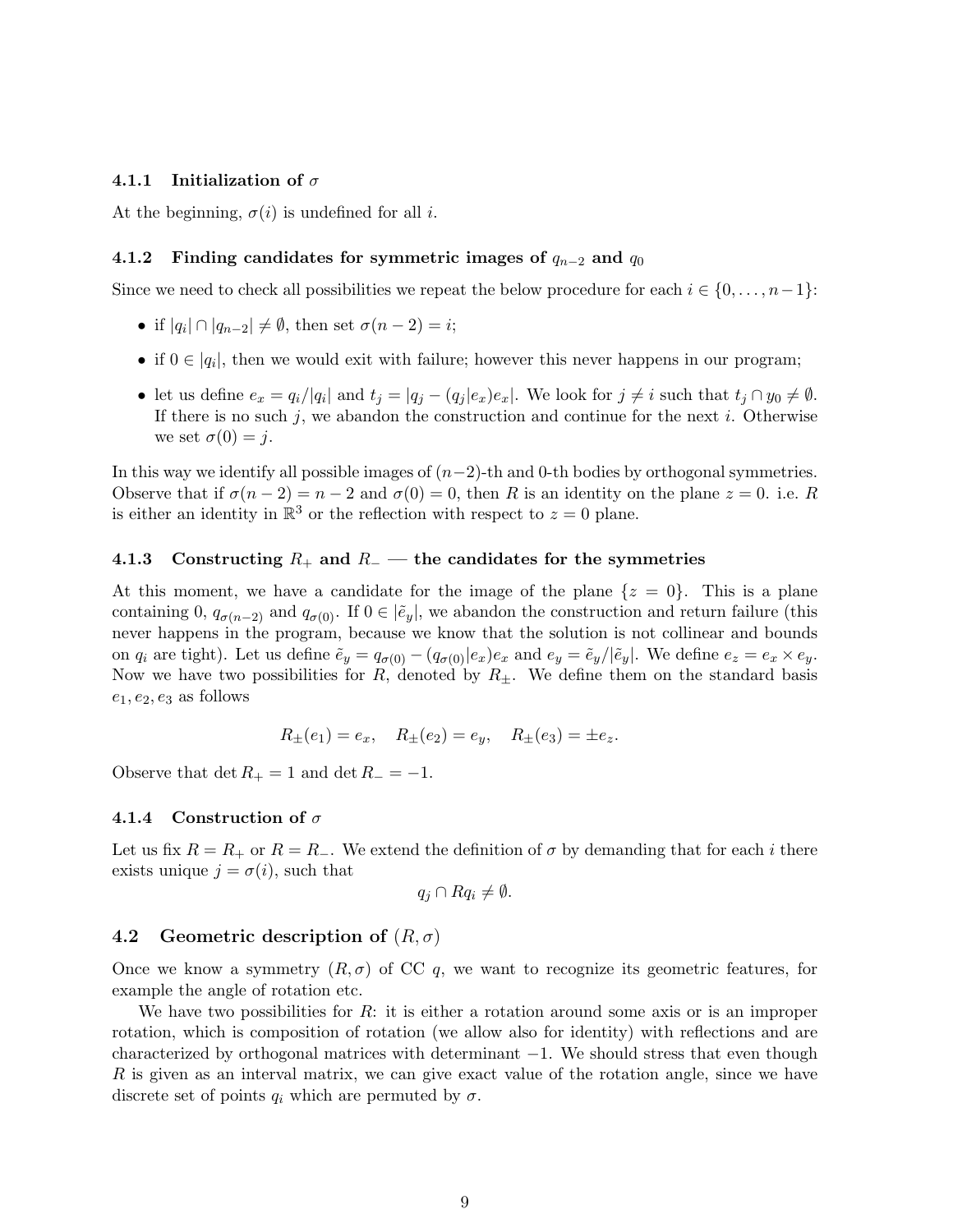#### 4.1.1 Initialization of $\sigma$

At the beginning, $\sigma(i)$ is undefined for all $i$.

#### 4.1.2 Finding candidates for symmetric images of $q_{n-2}$ and $q_0$

Since we need to check all possibilities we repeat the below procedure for each $i \in \{0, \ldots, n-1\}$:

- if $|q_i| \cap |q_{n-2}| \neq \emptyset$, then set $\sigma(n-2) = i$;
- if $0 \in |q_i|$, then we would exit with failure; however this never happens in our program;
- let us define $e_x = q_i/|q_i|$ and $t_j = |q_j - (q_j|e_x)e_x|$. We look for $j \neq i$ such that $t_j \cap y_0 \neq \emptyset$. If there is no such $j$, we abandon the construction and continue for the next $i$. Otherwise we set $\sigma(0) = j$.

In this way we identify all possible images of $(n-2)$-th and 0-th bodies by orthogonal symmetries. Observe that if $\sigma(n-2) = n-2$ and $\sigma(0) = 0$, then $R$ is an identity on the plane $z = 0$. i.e. $R$ is either an identity in $\mathbb{R}^3$ or the reflection with respect to $z = 0$ plane.

#### 4.1.3 Constructing $R_+$ and $R_-$ — the candidates for the symmetries

At this moment, we have a candidate for the image of the plane $\{z = 0\}$. This is a plane containing 0, $q_{\sigma(n-2)}$ and $q_{\sigma(0)}$. If $0 \in |\tilde{e}_y|$, we abandon the construction and return failure (this never happens in the program, because we know that the solution is not collinear and bounds on $q_i$ are tight). Let us define $\tilde{e}_y = q_{\sigma(0)} - (q_{\sigma(0)}|e_x)e_x$ and $e_y = \tilde{e}_y/|\tilde{e}_y|$. We define $e_z = e_x \times e_y$. Now we have two possibilities for $R$, denoted by $R_\pm$. We define them on the standard basis $e_1, e_2, e_3$ as follows

$$R_\pm(e_1) = e_x, \quad R_\pm(e_2) = e_y, \quad R_\pm(e_3) = \pm e_z.$$

Observe that $\det R_+ = 1$ and $\det R_- = -1$.

#### 4.1.4 Construction of $\sigma$

Let us fix $R = R_+$ or $R = R_-$. We extend the definition of $\sigma$ by demanding that for each $i$ there exists unique $j = \sigma(i)$, such that

$$q_j \cap Rq_i \neq \emptyset.$$

### 4.2 Geometric description of $(R, \sigma)$

Once we know a symmetry $(R, \sigma)$ of CC $q$, we want to recognize its geometric features, for example the angle of rotation etc.

We have two possibilities for $R$: it is either a rotation around some axis or is an improper rotation, which is composition of rotation (we allow also for identity) with reflections and are characterized by orthogonal matrices with determinant $-1$. We should stress that even though $R$ is given as an interval matrix, we can give exact value of the rotation angle, since we have discrete set of points $q_i$ which are permuted by $\sigma$.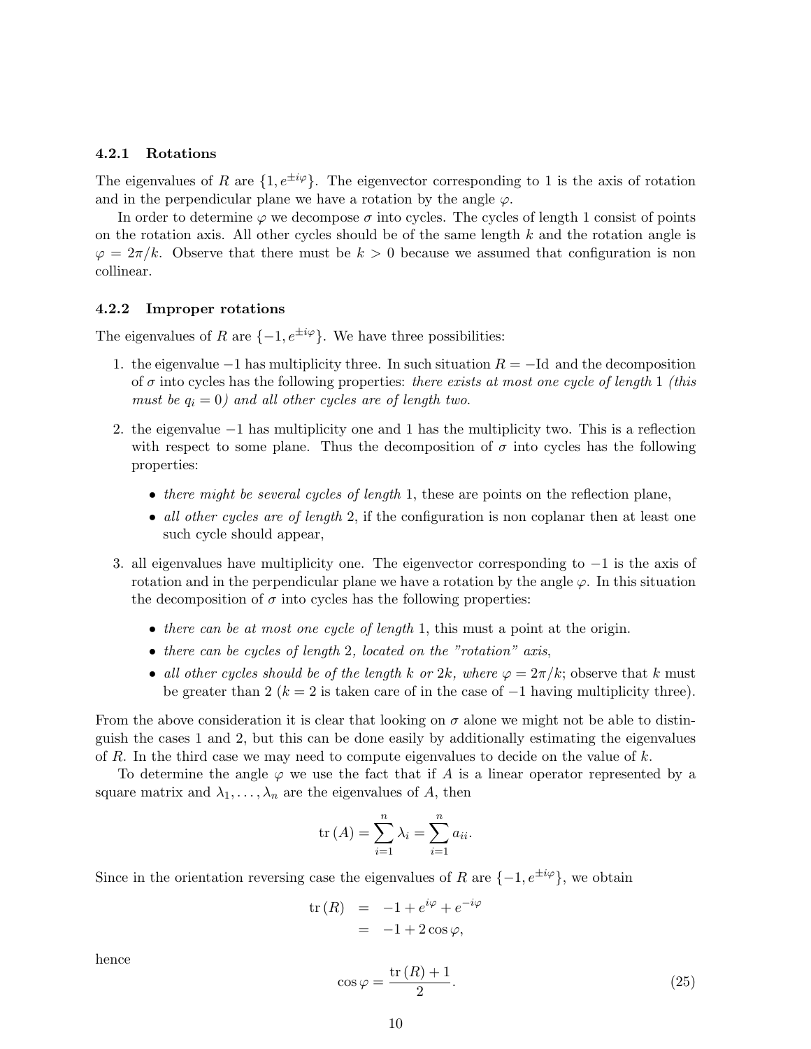### 4.2.1 Rotations

The eigenvalues of $R$ are $\{1, e^{\pm i\varphi}\}$. The eigenvector corresponding to 1 is the axis of rotation and in the perpendicular plane we have a rotation by the angle $\varphi$.

In order to determine $\varphi$ we decompose $\sigma$ into cycles. The cycles of length 1 consist of points on the rotation axis. All other cycles should be of the same length $k$ and the rotation angle is $\varphi = 2\pi/k$. Observe that there must be $k > 0$ because we assumed that configuration is non collinear.

### 4.2.2 Improper rotations

The eigenvalues of $R$ are $\{-1, e^{\pm i\varphi}\}$. We have three possibilities:

1. the eigenvalue $-1$ has multiplicity three. In such situation $R = -\mathrm{Id}$ and the decomposition of $\sigma$ into cycles has the following properties: *there exists at most one cycle of length* 1 *(this must be* $q_i = 0$*) and all other cycles are of length two*.

2. the eigenvalue $-1$ has multiplicity one and 1 has the multiplicity two. This is a reflection with respect to some plane. Thus the decomposition of $\sigma$ into cycles has the following properties:

   - *there might be several cycles of length* 1, these are points on the reflection plane,
   - *all other cycles are of length* 2, if the configuration is non coplanar then at least one such cycle should appear,

3. all eigenvalues have multiplicity one. The eigenvector corresponding to $-1$ is the axis of rotation and in the perpendicular plane we have a rotation by the angle $\varphi$. In this situation the decomposition of $\sigma$ into cycles has the following properties:

   - *there can be at most one cycle of length* 1, this must a point at the origin.
   - *there can be cycles of length* 2*, located on the "rotation" axis*,
   - *all other cycles should be of the length* $k$ *or* $2k$*, where* $\varphi = 2\pi/k$; observe that $k$ must be greater than 2 ($k = 2$ is taken care of in the case of $-1$ having multiplicity three).

From the above consideration it is clear that looking on $\sigma$ alone we might not be able to distinguish the cases 1 and 2, but this can be done easily by additionally estimating the eigenvalues of $R$. In the third case we may need to compute eigenvalues to decide on the value of $k$.

To determine the angle $\varphi$ we use the fact that if $A$ is a linear operator represented by a square matrix and $\lambda_1, \ldots, \lambda_n$ are the eigenvalues of $A$, then

$$\mathrm{tr}\,(A) = \sum_{i=1}^{n} \lambda_i = \sum_{i=1}^{n} a_{ii}.$$

Since in the orientation reversing case the eigenvalues of $R$ are $\{-1, e^{\pm i\varphi}\}$, we obtain

$$\begin{aligned}
\mathrm{tr}\,(R) &= -1 + e^{i\varphi} + e^{-i\varphi} \\
&= -1 + 2\cos\varphi,
\end{aligned}$$

hence

$$\cos\varphi = \frac{\mathrm{tr}\,(R) + 1}{2}. \tag{25}$$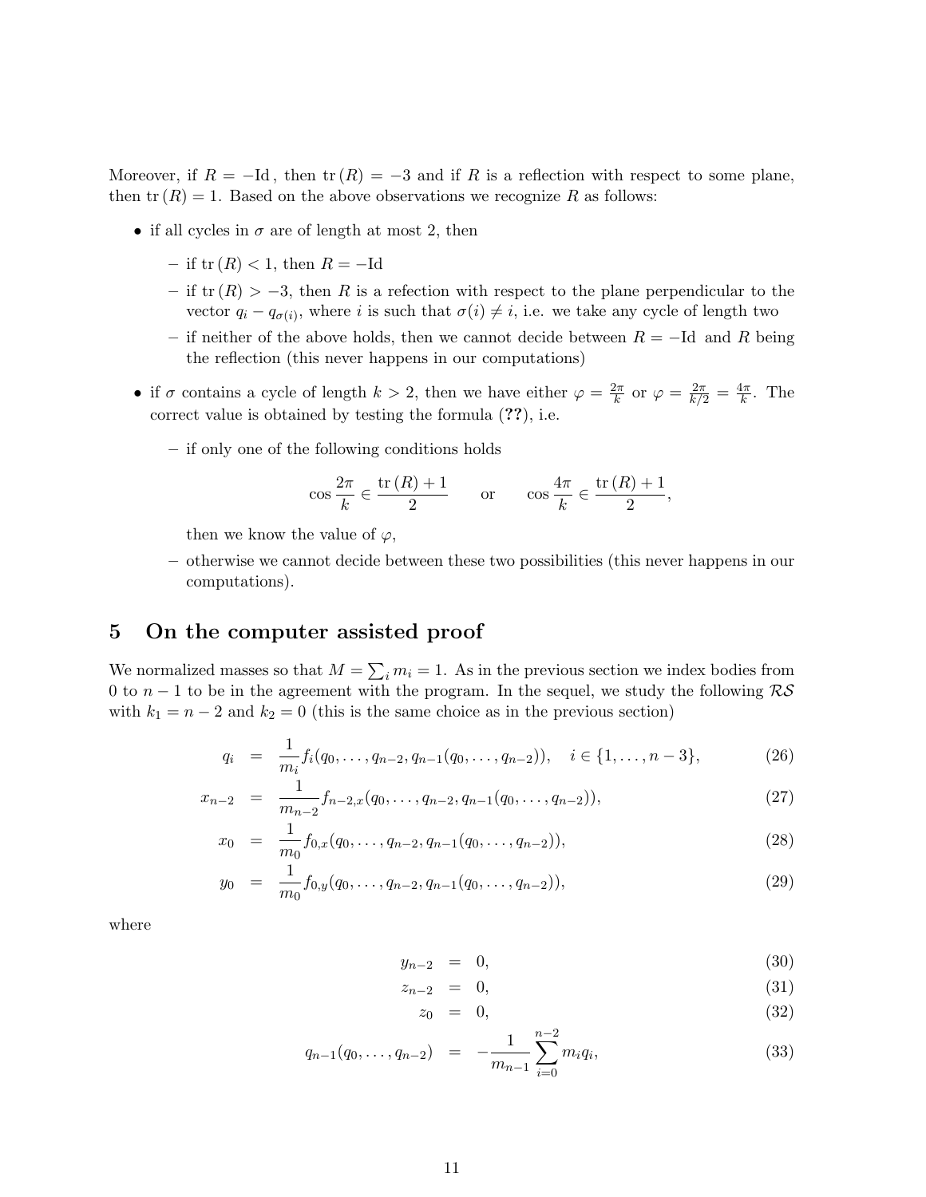Moreover, if $R = -\text{Id}$ , then $\text{tr}\,(R) = -3$ and if $R$ is a reflection with respect to some plane, then $\text{tr}\,(R) = 1$. Based on the above observations we recognize $R$ as follows:

- if all cycles in $\sigma$ are of length at most 2, then
  - if $\text{tr}\,(R) < 1$, then $R = -\text{Id}$
  - if $\text{tr}\,(R) > -3$, then $R$ is a refection with respect to the plane perpendicular to the vector $q_i - q_{\sigma(i)}$, where $i$ is such that $\sigma(i) \neq i$, i.e. we take any cycle of length two
  - if neither of the above holds, then we cannot decide between $R = -\text{Id}$ and $R$ being the reflection (this never happens in our computations)
- if $\sigma$ contains a cycle of length $k > 2$, then we have either $\varphi = \frac{2\pi}{k}$ or $\varphi = \frac{2\pi}{k/2} = \frac{4\pi}{k}$. The correct value is obtained by testing the formula (**??**), i.e.
  - if only one of the following conditions holds

$$\cos\frac{2\pi}{k} \in \frac{\text{tr}\,(R)+1}{2} \qquad \text{or} \qquad \cos\frac{4\pi}{k} \in \frac{\text{tr}\,(R)+1}{2},$$

    then we know the value of $\varphi$,
  - otherwise we cannot decide between these two possibilities (this never happens in our computations).

## 5 On the computer assisted proof

We normalized masses so that $M = \sum_i m_i = 1$. As in the previous section we index bodies from 0 to $n-1$ to be in the agreement with the program. In the sequel, we study the following $\mathcal{RS}$ with $k_1 = n-2$ and $k_2 = 0$ (this is the same choice as in the previous section)

$$q_i = \frac{1}{m_i} f_i(q_0, \ldots, q_{n-2}, q_{n-1}(q_0, \ldots, q_{n-2})), \quad i \in \{1, \ldots, n-3\}, \tag{26}$$

$$x_{n-2} = \frac{1}{m_{n-2}} f_{n-2,x}(q_0, \ldots, q_{n-2}, q_{n-1}(q_0, \ldots, q_{n-2})), \tag{27}$$

$$x_0 = \frac{1}{m_0} f_{0,x}(q_0, \ldots, q_{n-2}, q_{n-1}(q_0, \ldots, q_{n-2})), \tag{28}$$

$$y_0 = \frac{1}{m_0} f_{0,y}(q_0, \ldots, q_{n-2}, q_{n-1}(q_0, \ldots, q_{n-2})), \tag{29}$$

where

$$y_{n-2} = 0, \tag{30}$$

$$z_{n-2} = 0, \tag{31}$$

$$z_0 = 0, \tag{32}$$

$$q_{n-1}(q_0, \ldots, q_{n-2}) = -\frac{1}{m_{n-1}} \sum_{i=0}^{n-2} m_i q_i, \tag{33}$$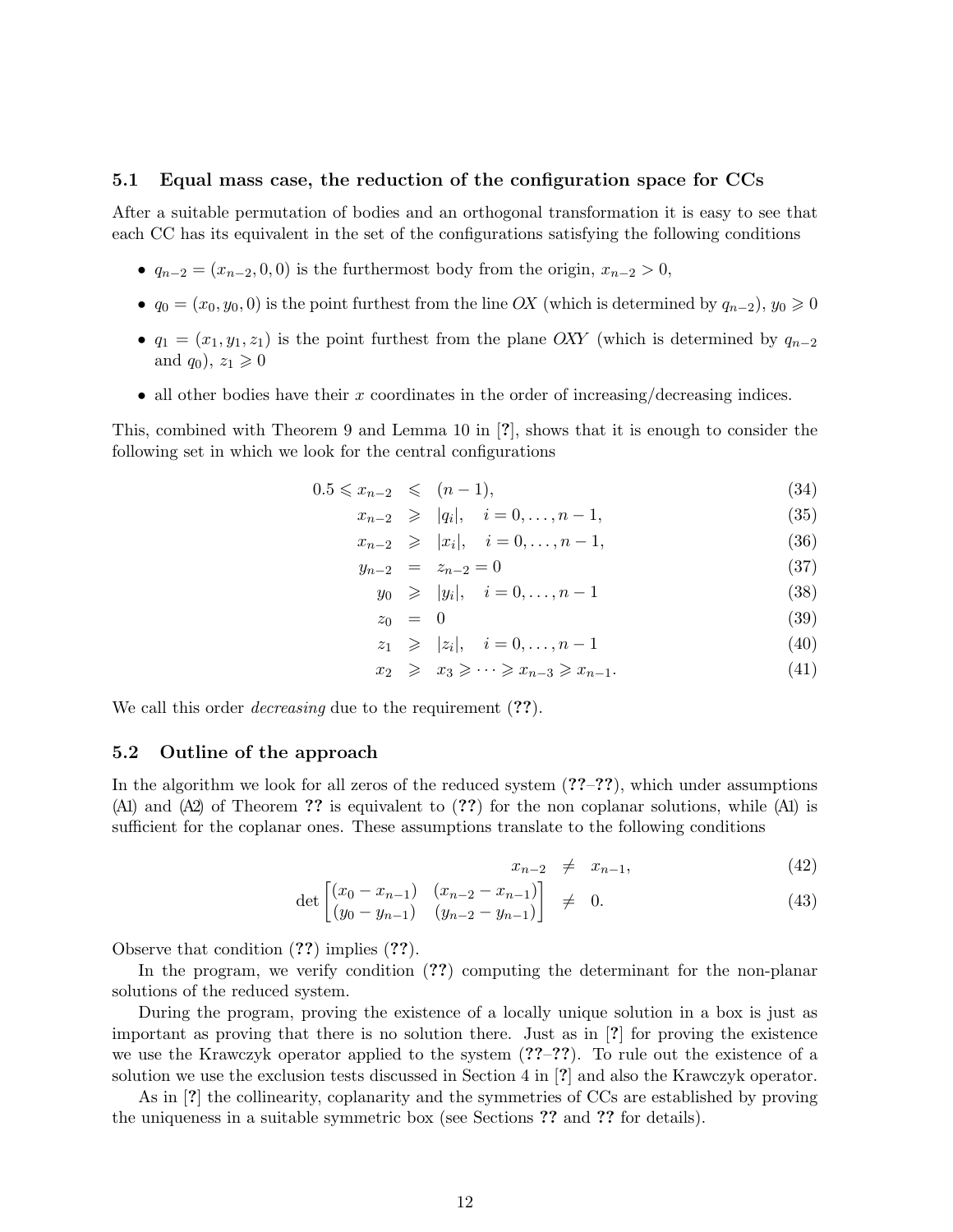### 5.1 Equal mass case, the reduction of the configuration space for CCs

After a suitable permutation of bodies and an orthogonal transformation it is easy to see that each CC has its equivalent in the set of the configurations satisfying the following conditions

- $q_{n-2} = (x_{n-2}, 0, 0)$ is the furthermost body from the origin, $x_{n-2} > 0$,
- $q_0 = (x_0, y_0, 0)$ is the point furthest from the line *OX* (which is determined by $q_{n-2}$), $y_0 \geqslant 0$
- $q_1 = (x_1, y_1, z_1)$ is the point furthest from the plane *OXY* (which is determined by $q_{n-2}$ and $q_0$), $z_1 \geqslant 0$
- all other bodies have their $x$ coordinates in the order of increasing/decreasing indices.

This, combined with Theorem 9 and Lemma 10 in [?], shows that it is enough to consider the following set in which we look for the central configurations

$$0.5 \leqslant x_{n-2} \leqslant (n-1), \tag{34}$$

$$x_{n-2} \geqslant |q_i|, \quad i = 0, \dots, n-1, \tag{35}$$

$$x_{n-2} \geqslant |x_i|, \quad i = 0, \dots, n-1, \tag{36}$$

$$y_{n-2} = z_{n-2} = 0 \tag{37}$$

$$y_0 \geqslant |y_i|, \quad i = 0, \dots, n-1 \tag{38}$$

$$z_0 = 0 \tag{39}$$

$$z_1 \geqslant |z_i|, \quad i = 0, \dots, n-1 \tag{40}$$

$$x_2 \geqslant x_3 \geqslant \dots \geqslant x_{n-3} \geqslant x_{n-1}. \tag{41}$$

We call this order *decreasing* due to the requirement (**??**).

### 5.2 Outline of the approach

In the algorithm we look for all zeros of the reduced system (**??**–**??**), which under assumptions (A1) and (A2) of Theorem **??** is equivalent to (**??**) for the non coplanar solutions, while (A1) is sufficient for the coplanar ones. These assumptions translate to the following conditions

$$x_{n-2} \neq x_{n-1}, \tag{42}$$

$$\det \begin{bmatrix} (x_0 - x_{n-1}) & (x_{n-2} - x_{n-1}) \\ (y_0 - y_{n-1}) & (y_{n-2} - y_{n-1}) \end{bmatrix} \neq 0. \tag{43}$$

Observe that condition (**??**) implies (**??**).

In the program, we verify condition (**??**) computing the determinant for the non-planar solutions of the reduced system.

During the program, proving the existence of a locally unique solution in a box is just as important as proving that there is no solution there. Just as in [?] for proving the existence we use the Krawczyk operator applied to the system (**??**–**??**). To rule out the existence of a solution we use the exclusion tests discussed in Section 4 in [?] and also the Krawczyk operator.

As in [?] the collinearity, coplanarity and the symmetries of CCs are established by proving the uniqueness in a suitable symmetric box (see Sections **??** and **??** for details).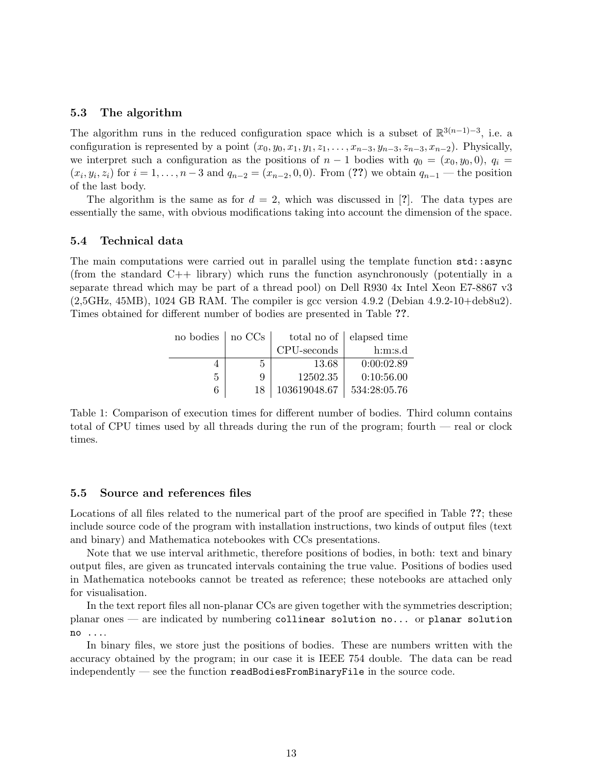### 5.3 The algorithm

The algorithm runs in the reduced configuration space which is a subset of $\mathbb{R}^{3(n-1)-3}$, i.e. a configuration is represented by a point $(x_0, y_0, x_1, y_1, z_1, \ldots, x_{n-3}, y_{n-3}, z_{n-3}, x_{n-2})$. Physically, we interpret such a configuration as the positions of $n-1$ bodies with $q_0 = (x_0, y_0, 0)$, $q_i = (x_i, y_i, z_i)$ for $i = 1, \ldots, n-3$ and $q_{n-2} = (x_{n-2}, 0, 0)$. From (**??**) we obtain $q_{n-1}$ — the position of the last body.

The algorithm is the same as for $d = 2$, which was discussed in [**?**]. The data types are essentially the same, with obvious modifications taking into account the dimension of the space.

### 5.4 Technical data

The main computations were carried out in parallel using the template function `std::async` (from the standard C++ library) which runs the function asynchronously (potentially in a separate thread which may be part of a thread pool) on Dell R930 4x Intel Xeon E7-8867 v3 (2,5GHz, 45MB), 1024 GB RAM. The compiler is gcc version 4.9.2 (Debian 4.9.2-10+deb8u2). Times obtained for different number of bodies are presented in Table **??**.

| no bodies | no CCs | total no of CPU-seconds | elapsed time h:m:s.d |
|---|---|---|---|
| 4 | 5 | 13.68 | 0:00:02.89 |
| 5 | 9 | 12502.35 | 0:10:56.00 |
| 6 | 18 | 103619048.67 | 534:28:05.76 |

Table 1: Comparison of execution times for different number of bodies. Third column contains total of CPU times used by all threads during the run of the program; fourth — real or clock times.

### 5.5 Source and references files

Locations of all files related to the numerical part of the proof are specified in Table **??**; these include source code of the program with installation instructions, two kinds of output files (text and binary) and Mathematica notebookes with CCs presentations.

Note that we use interval arithmetic, therefore positions of bodies, in both: text and binary output files, are given as truncated intervals containing the true value. Positions of bodies used in Mathematica notebooks cannot be treated as reference; these notebooks are attached only for visualisation.

In the text report files all non-planar CCs are given together with the symmetries description; planar ones — are indicated by numbering `collinear solution no...` or `planar solution no ...`.

In binary files, we store just the positions of bodies. These are numbers written with the accuracy obtained by the program; in our case it is IEEE 754 double. The data can be read independently — see the function `readBodiesFromBinaryFile` in the source code.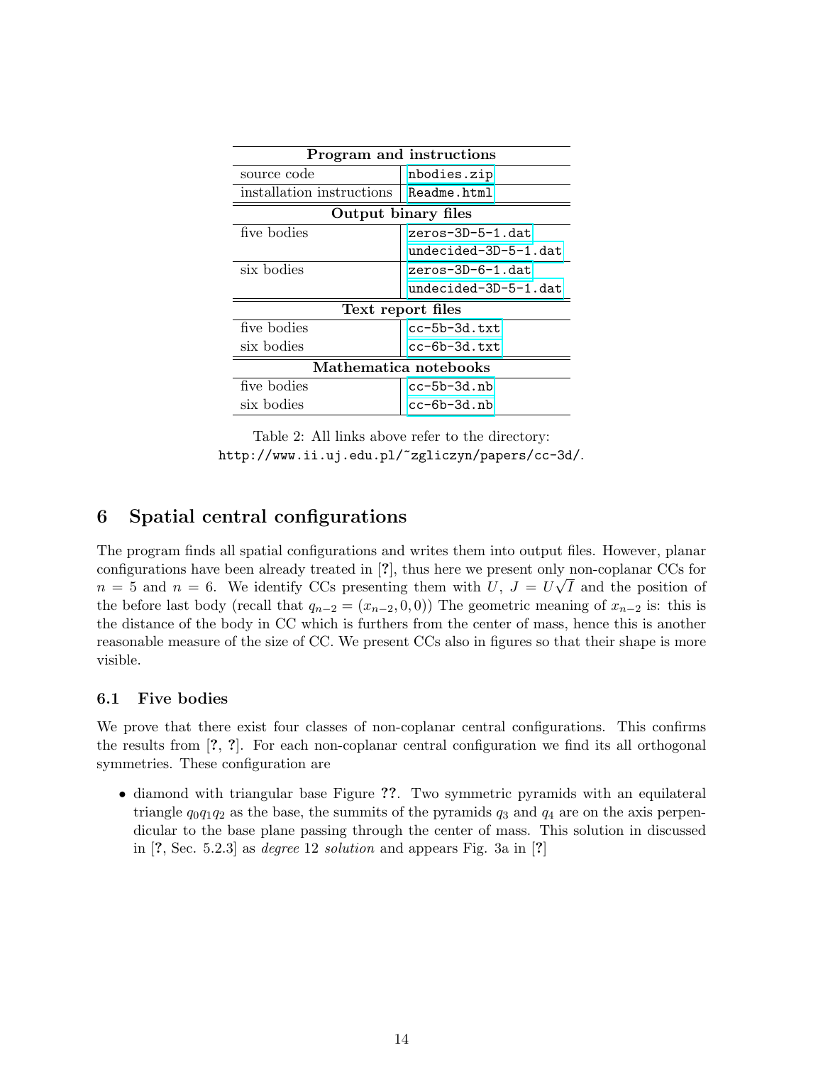| **Program and instructions** | |
|---|---|
| source code | nbodies.zip |
| installation instructions | Readme.html |
| **Output binary files** | |
| five bodies | zeros-3D-5-1.dat |
| | undecided-3D-5-1.dat |
| six bodies | zeros-3D-6-1.dat |
| | undecided-3D-5-1.dat |
| **Text report files** | |
| five bodies | cc-5b-3d.txt |
| six bodies | cc-6b-3d.txt |
| **Mathematica notebooks** | |
| five bodies | cc-5b-3d.nb |
| six bodies | cc-6b-3d.nb |

Table 2: All links above refer to the directory: `http://www.ii.uj.edu.pl/~zgliczyn/papers/cc-3d/`.

## 6 Spatial central configurations

The program finds all spatial configurations and writes them into output files. However, planar configurations have been already treated in [?], thus here we present only non-coplanar CCs for $n = 5$ and $n = 6$. We identify CCs presenting them with $U$, $J = U\sqrt{I}$ and the position of the before last body (recall that $q_{n-2} = (x_{n-2}, 0, 0)$) The geometric meaning of $x_{n-2}$ is: this is the distance of the body in CC which is furthers from the center of mass, hence this is another reasonable measure of the size of CC. We present CCs also in figures so that their shape is more visible.

### 6.1 Five bodies

We prove that there exist four classes of non-coplanar central configurations. This confirms the results from [?, ?]. For each non-coplanar central configuration we find its all orthogonal symmetries. These configuration are

- diamond with triangular base Figure **??**. Two symmetric pyramids with an equilateral triangle $q_0q_1q_2$ as the base, the summits of the pyramids $q_3$ and $q_4$ are on the axis perpendicular to the base plane passing through the center of mass. This solution in discussed in [?, Sec. 5.2.3] as *degree* 12 *solution* and appears Fig. 3a in [?]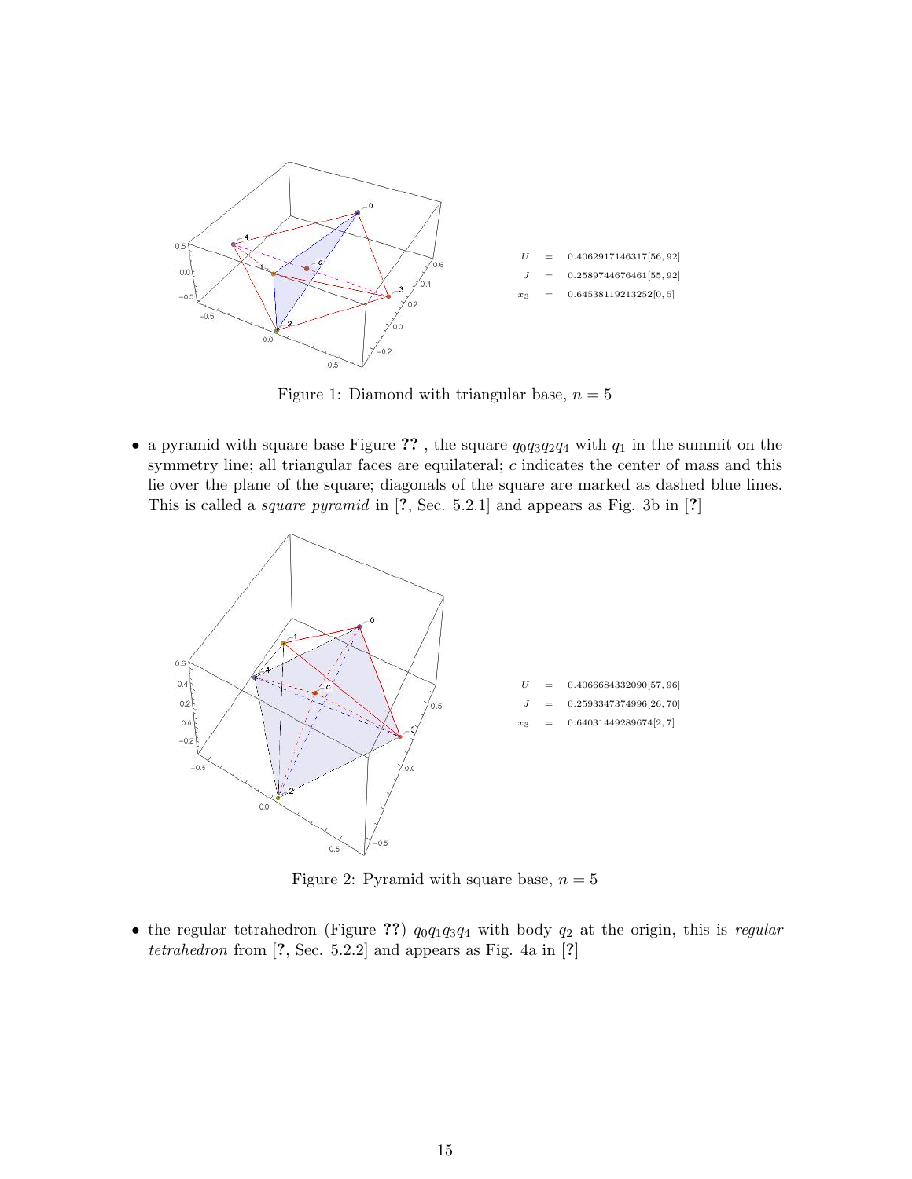$$U = 0.4062917146317[56, 92]$$
$$J = 0.2589744676461[55, 92]$$
$$x_3 = 0.64538119213252[0, 5]$$

Figure 1: Diamond with triangular base, $n = 5$

- a pyramid with square base Figure **??** , the square $q_0q_3q_2q_4$ with $q_1$ in the summit on the symmetry line; all triangular faces are equilateral; $c$ indicates the center of mass and this lie over the plane of the square; diagonals of the square are marked as dashed blue lines. This is called a *square pyramid* in [**?**, Sec. 5.2.1] and appears as Fig. 3b in [**?**]

$$U = 0.4066684332090[57, 96]$$
$$J = 0.2593347374996[26, 70]$$
$$x_3 = 0.64031449289674[2, 7]$$

Figure 2: Pyramid with square base, $n = 5$

- the regular tetrahedron (Figure **??**) $q_0q_1q_3q_4$ with body $q_2$ at the origin, this is *regular tetrahedron* from [**?**, Sec. 5.2.2] and appears as Fig. 4a in [**?**]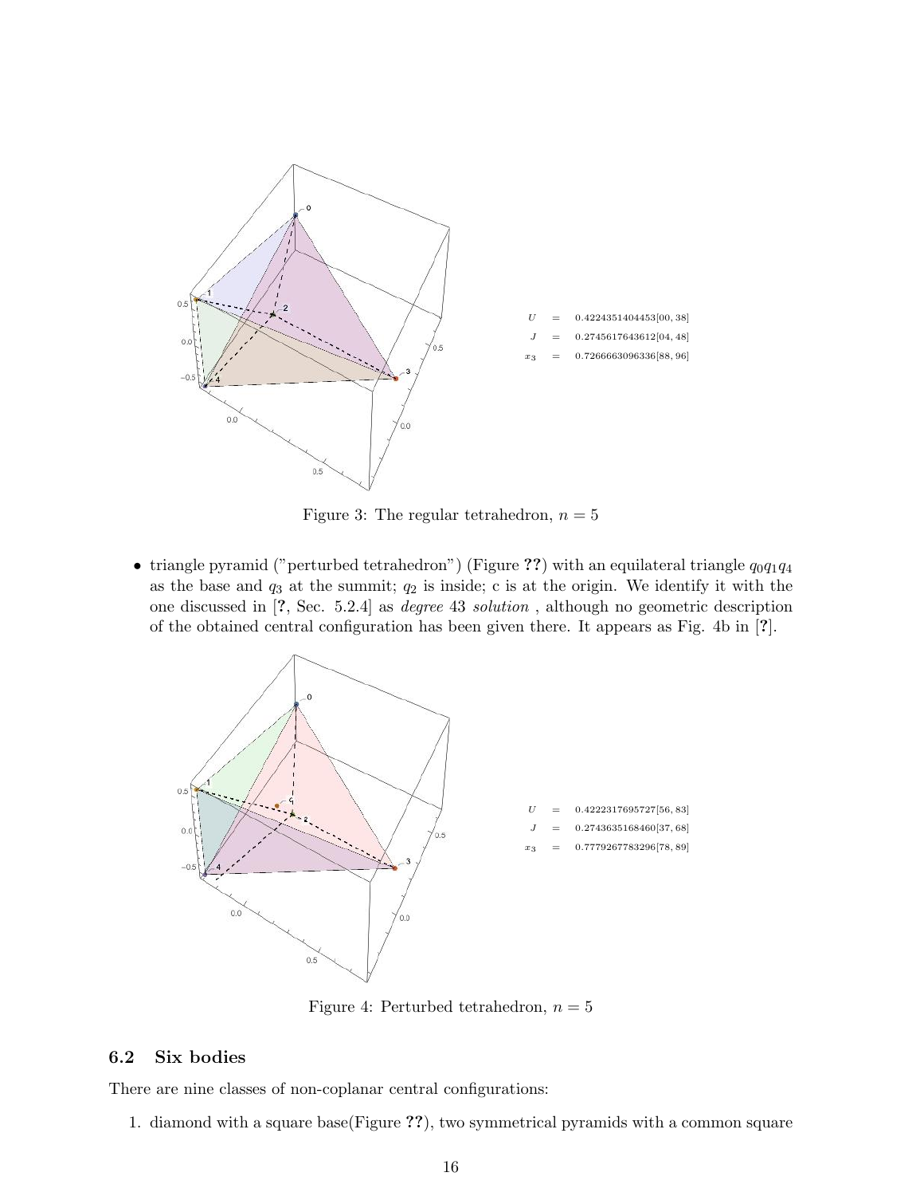$U = 0.4224351404453[00, 38]$

$J = 0.2745617643612[04, 48]$

$x_3 = 0.7266663096336[88, 96]$

Figure 3: The regular tetrahedron, $n = 5$

- triangle pyramid ("perturbed tetrahedron") (Figure ??) with an equilateral triangle $q_0q_1q_4$ as the base and $q_3$ at the summit; $q_2$ is inside; c is at the origin. We identify it with the one discussed in [?, Sec. 5.2.4] as *degree* 43 *solution* , although no geometric description of the obtained central configuration has been given there. It appears as Fig. 4b in [?].

$U = 0.4222317695727[56, 83]$

$J = 0.2743635168460[37, 68]$

$x_3 = 0.7779267783296[78, 89]$

Figure 4: Perturbed tetrahedron, $n = 5$

## 6.2 Six bodies

There are nine classes of non-coplanar central configurations:

1. diamond with a square base(Figure ??), two symmetrical pyramids with a common square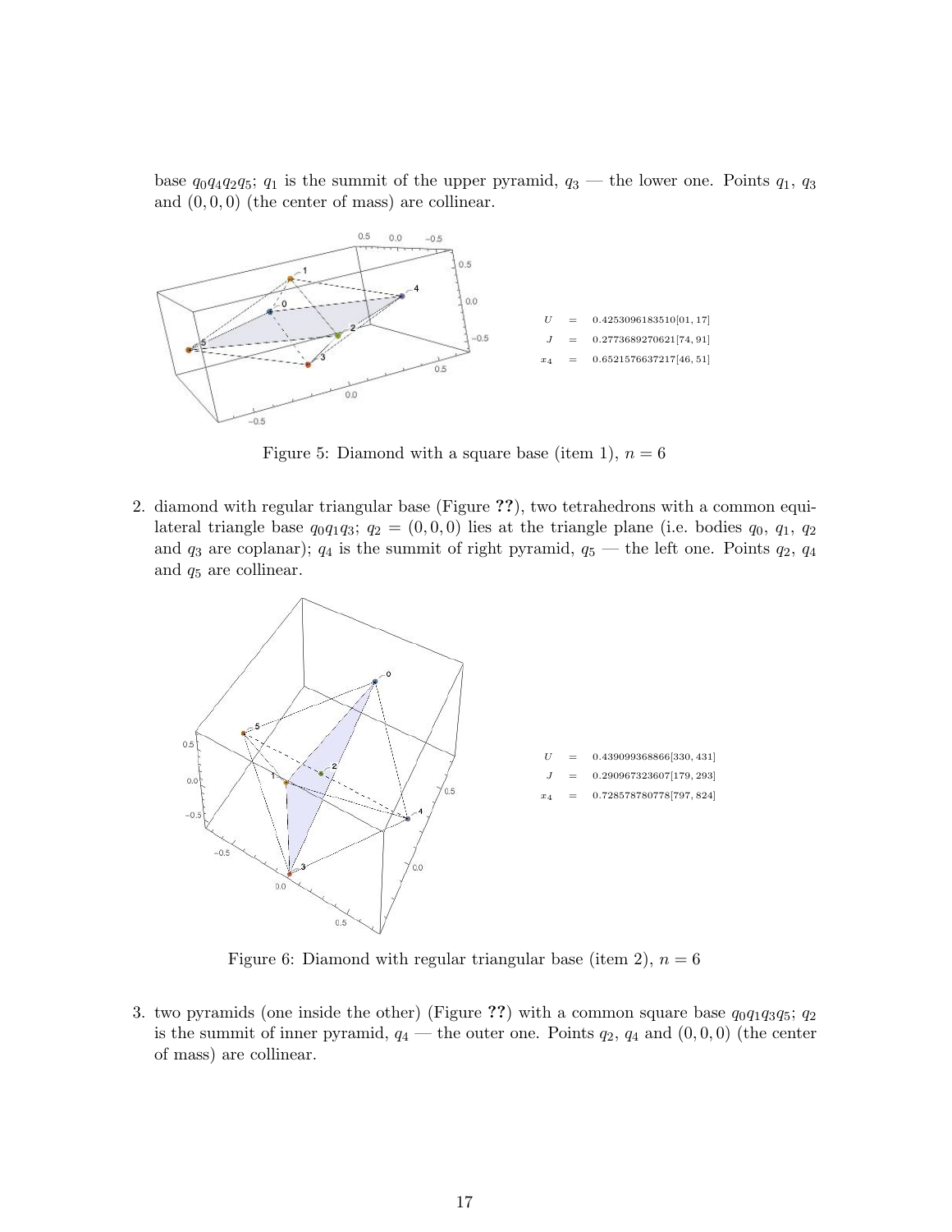base $q_0q_4q_2q_5$; $q_1$ is the summit of the upper pyramid, $q_3$ — the lower one. Points $q_1$, $q_3$ and $(0, 0, 0)$ (the center of mass) are collinear.

$$U = 0.4253096183510[01, 17]$$
$$J = 0.2773689270621[74, 91]$$
$$x_4 = 0.6521576637217[46, 51]$$

Figure 5: Diamond with a square base (item 1), $n = 6$

2. diamond with regular triangular base (Figure ??), two tetrahedrons with a common equilateral triangle base $q_0q_1q_3$; $q_2 = (0, 0, 0)$ lies at the triangle plane (i.e. bodies $q_0$, $q_1$, $q_2$ and $q_3$ are coplanar); $q_4$ is the summit of right pyramid, $q_5$ — the left one. Points $q_2$, $q_4$ and $q_5$ are collinear.

$$U = 0.439099368866[330, 431]$$
$$J = 0.290967323607[179, 293]$$
$$x_4 = 0.728578780778[797, 824]$$

Figure 6: Diamond with regular triangular base (item 2), $n = 6$

3. two pyramids (one inside the other) (Figure ??) with a common square base $q_0q_1q_3q_5$; $q_2$ is the summit of inner pyramid, $q_4$ — the outer one. Points $q_2$, $q_4$ and $(0, 0, 0)$ (the center of mass) are collinear.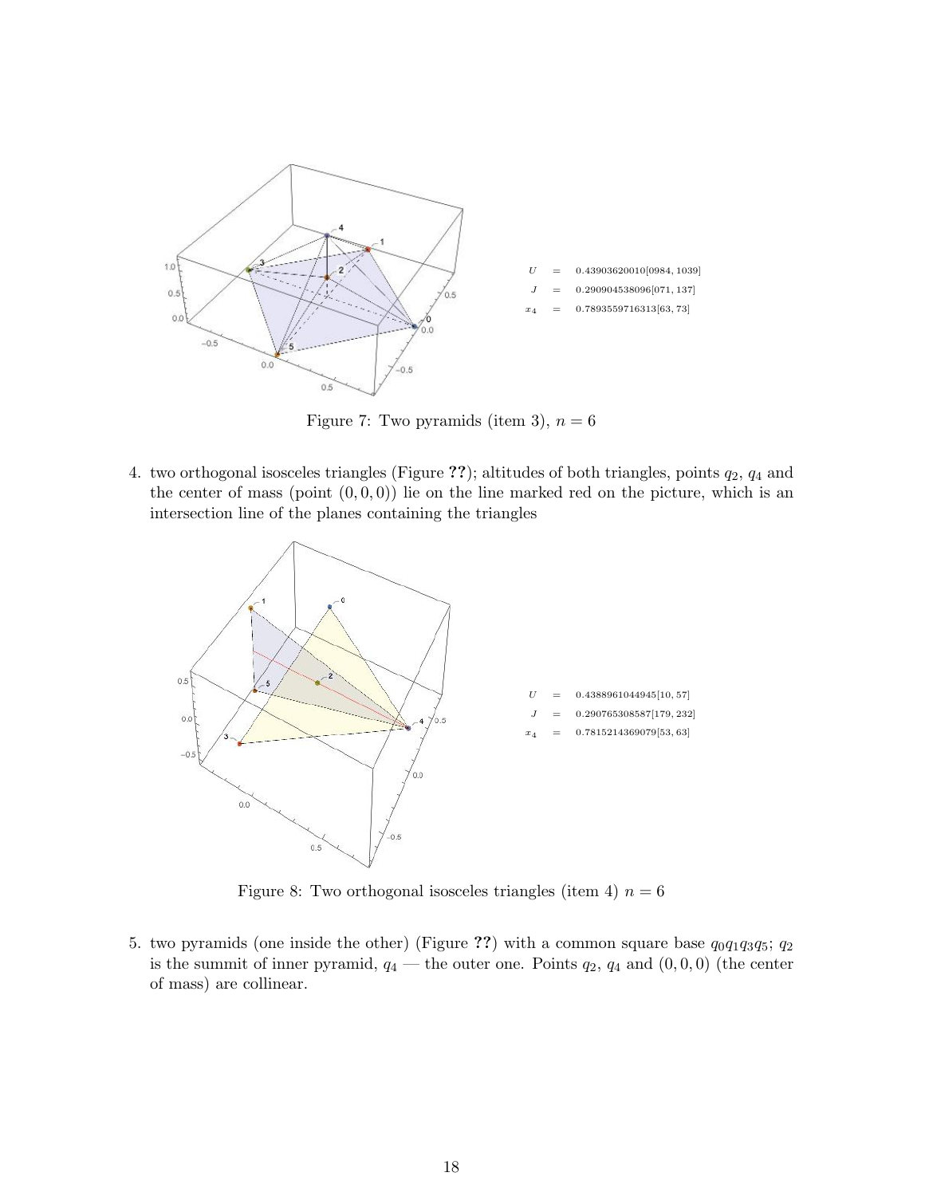$$U = 0.43903620010[0984, 1039]$$
$$J = 0.290904538096[071, 137]$$
$$x_4 = 0.7893559716313[63, 73]$$

Figure 7: Two pyramids (item 3), $n = 6$

4. two orthogonal isosceles triangles (Figure **??**); altitudes of both triangles, points $q_2$, $q_4$ and the center of mass (point $(0, 0, 0)$) lie on the line marked red on the picture, which is an intersection line of the planes containing the triangles

$$U = 0.4388961044945[10, 57]$$
$$J = 0.290765308587[179, 232]$$
$$x_4 = 0.7815214369079[53, 63]$$

Figure 8: Two orthogonal isosceles triangles (item 4) $n = 6$

5. two pyramids (one inside the other) (Figure **??**) with a common square base $q_0q_1q_3q_5$; $q_2$ is the summit of inner pyramid, $q_4$ — the outer one. Points $q_2$, $q_4$ and $(0, 0, 0)$ (the center of mass) are collinear.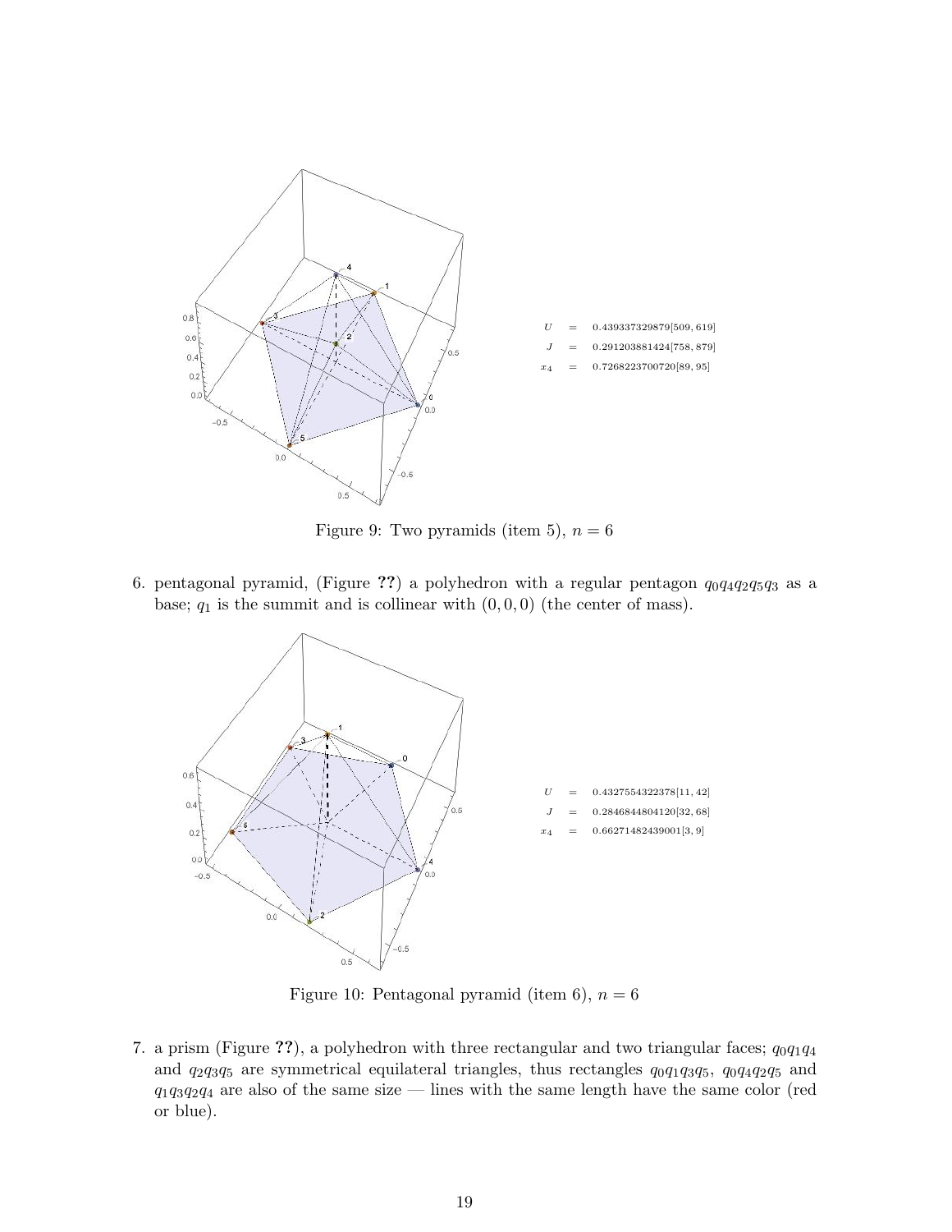$$U = 0.439337329879[509, 619]$$
$$J = 0.291203881424[758, 879]$$
$$x_4 = 0.7268223700720[89, 95]$$

Figure 9: Two pyramids (item 5), $n = 6$

6. pentagonal pyramid, (Figure ??) a polyhedron with a regular pentagon $q_0q_4q_2q_5q_3$ as a base; $q_1$ is the summit and is collinear with $(0,0,0)$ (the center of mass).

$$U = 0.4327554322378[11, 42]$$
$$J = 0.2846844804120[32, 68]$$
$$x_4 = 0.66271482439001[3, 9]$$

Figure 10: Pentagonal pyramid (item 6), $n = 6$

7. a prism (Figure ??), a polyhedron with three rectangular and two triangular faces; $q_0q_1q_4$ and $q_2q_3q_5$ are symmetrical equilateral triangles, thus rectangles $q_0q_1q_3q_5$, $q_0q_4q_2q_5$ and $q_1q_3q_2q_4$ are also of the same size — lines with the same length have the same color (red or blue).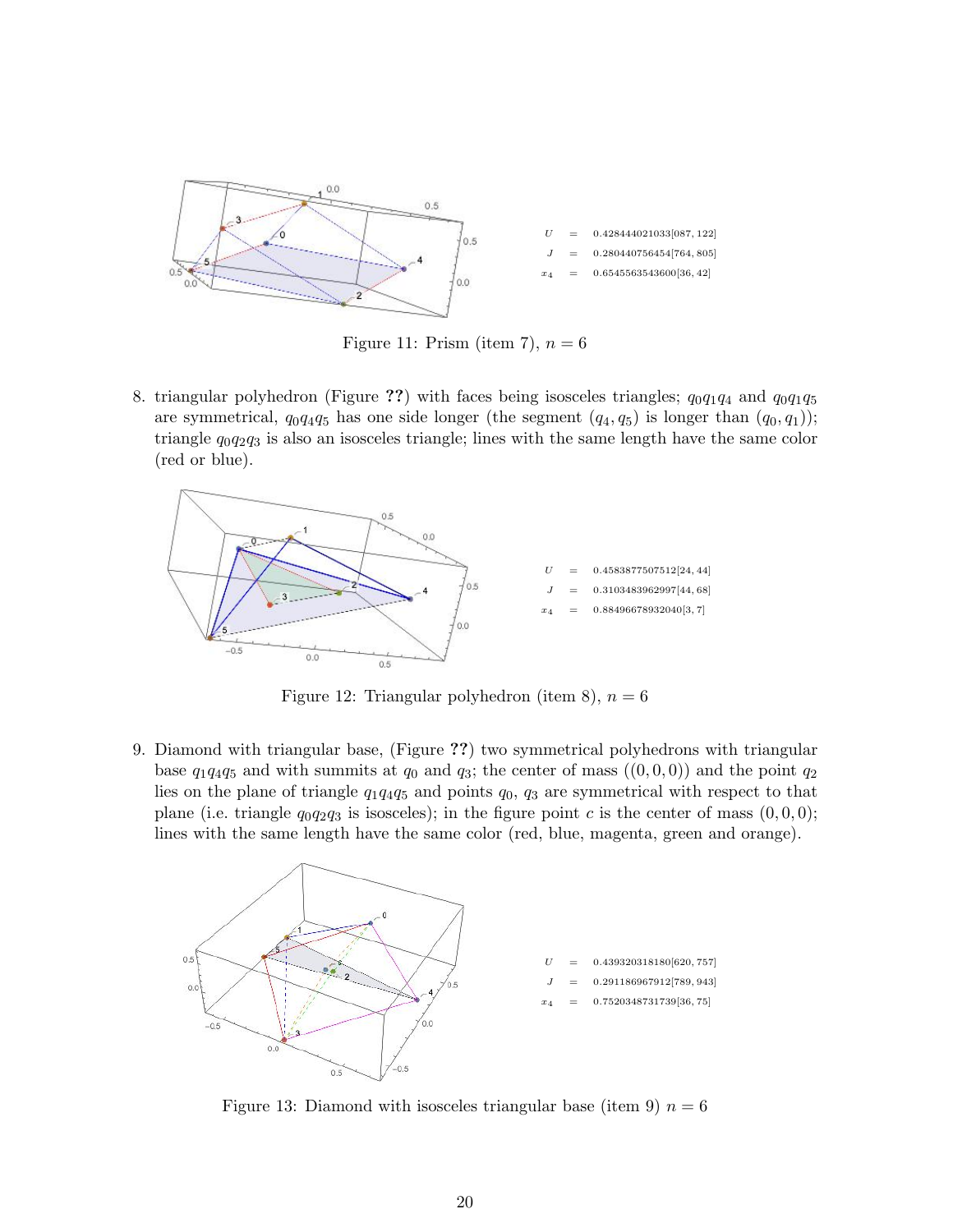$$U = 0.428444021033[087, 122]$$
$$J = 0.280440756454[764, 805]$$
$$x_4 = 0.6545563543600[36, 42]$$

Figure 11: Prism (item 7), $n = 6$

8. triangular polyhedron (Figure **??**) with faces being isosceles triangles; $q_0q_1q_4$ and $q_0q_1q_5$ are symmetrical, $q_0q_4q_5$ has one side longer (the segment $(q_4, q_5)$ is longer than $(q_0, q_1)$); triangle $q_0q_2q_3$ is also an isosceles triangle; lines with the same length have the same color (red or blue).

$$U = 0.4583877507512[24, 44]$$
$$J = 0.3103483962997[44, 68]$$
$$x_4 = 0.88496678932040[3, 7]$$

Figure 12: Triangular polyhedron (item 8), $n = 6$

9. Diamond with triangular base, (Figure **??**) two symmetrical polyhedrons with triangular base $q_1q_4q_5$ and with summits at $q_0$ and $q_3$; the center of mass $((0, 0, 0))$ and the point $q_2$ lies on the plane of triangle $q_1q_4q_5$ and points $q_0$, $q_3$ are symmetrical with respect to that plane (i.e. triangle $q_0q_2q_3$ is isosceles); in the figure point $c$ is the center of mass $(0, 0, 0)$; lines with the same length have the same color (red, blue, magenta, green and orange).

$$U = 0.439320318180[620, 757]$$
$$J = 0.291186967912[789, 943]$$
$$x_4 = 0.7520348731739[36, 75]$$

Figure 13: Diamond with isosceles triangular base (item 9) $n = 6$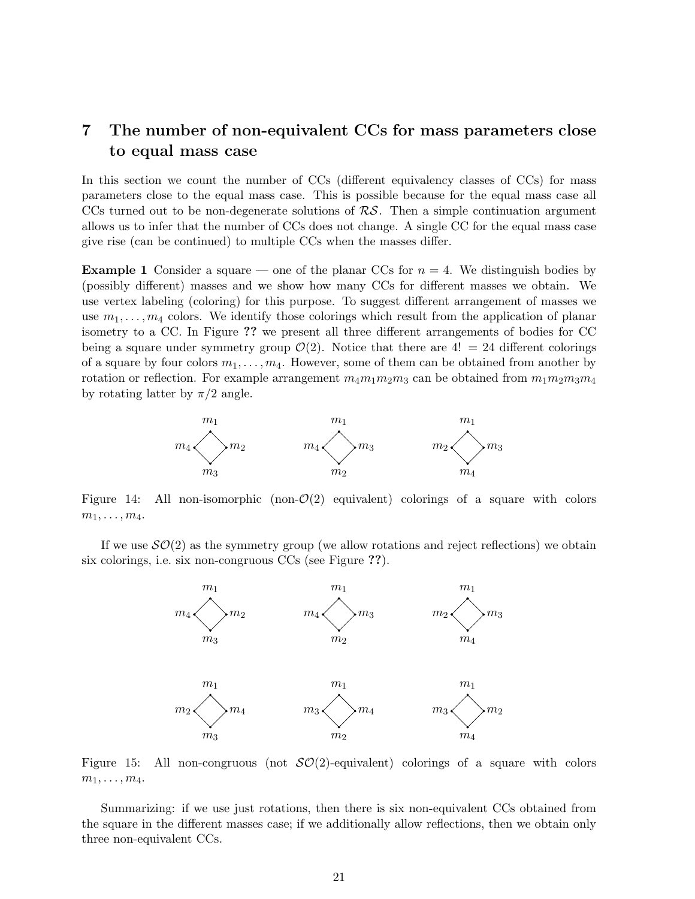# 7 The number of non-equivalent CCs for mass parameters close to equal mass case

In this section we count the number of CCs (different equivalency classes of CCs) for mass parameters close to the equal mass case. This is possible because for the equal mass case all CCs turned out to be non-degenerate solutions of $\mathcal{RS}$. Then a simple continuation argument allows us to infer that the number of CCs does not change. A single CC for the equal mass case give rise (can be continued) to multiple CCs when the masses differ.

**Example 1** Consider a square — one of the planar CCs for $n = 4$. We distinguish bodies by (possibly different) masses and we show how many CCs for different masses we obtain. We use vertex labeling (coloring) for this purpose. To suggest different arrangement of masses we use $m_1, \ldots, m_4$ colors. We identify those colorings which result from the application of planar isometry to a CC. In Figure **??** we present all three different arrangements of bodies for CC being a square under symmetry group $\mathcal{O}(2)$. Notice that there are $4! = 24$ different colorings of a square by four colors $m_1, \ldots, m_4$. However, some of them can be obtained from another by rotation or reflection. For example arrangement $m_4m_1m_2m_3$ can be obtained from $m_1m_2m_3m_4$ by rotating latter by $\pi/2$ angle.

Figure 14: All non-isomorphic (non-$\mathcal{O}(2)$ equivalent) colorings of a square with colors $m_1, \ldots, m_4$.

If we use $\mathcal{SO}(2)$ as the symmetry group (we allow rotations and reject reflections) we obtain six colorings, i.e. six non-congruous CCs (see Figure **??**).

Figure 15: All non-congruous (not $\mathcal{SO}(2)$-equivalent) colorings of a square with colors $m_1, \ldots, m_4$.

Summarizing: if we use just rotations, then there is six non-equivalent CCs obtained from the square in the different masses case; if we additionally allow reflections, then we obtain only three non-equivalent CCs.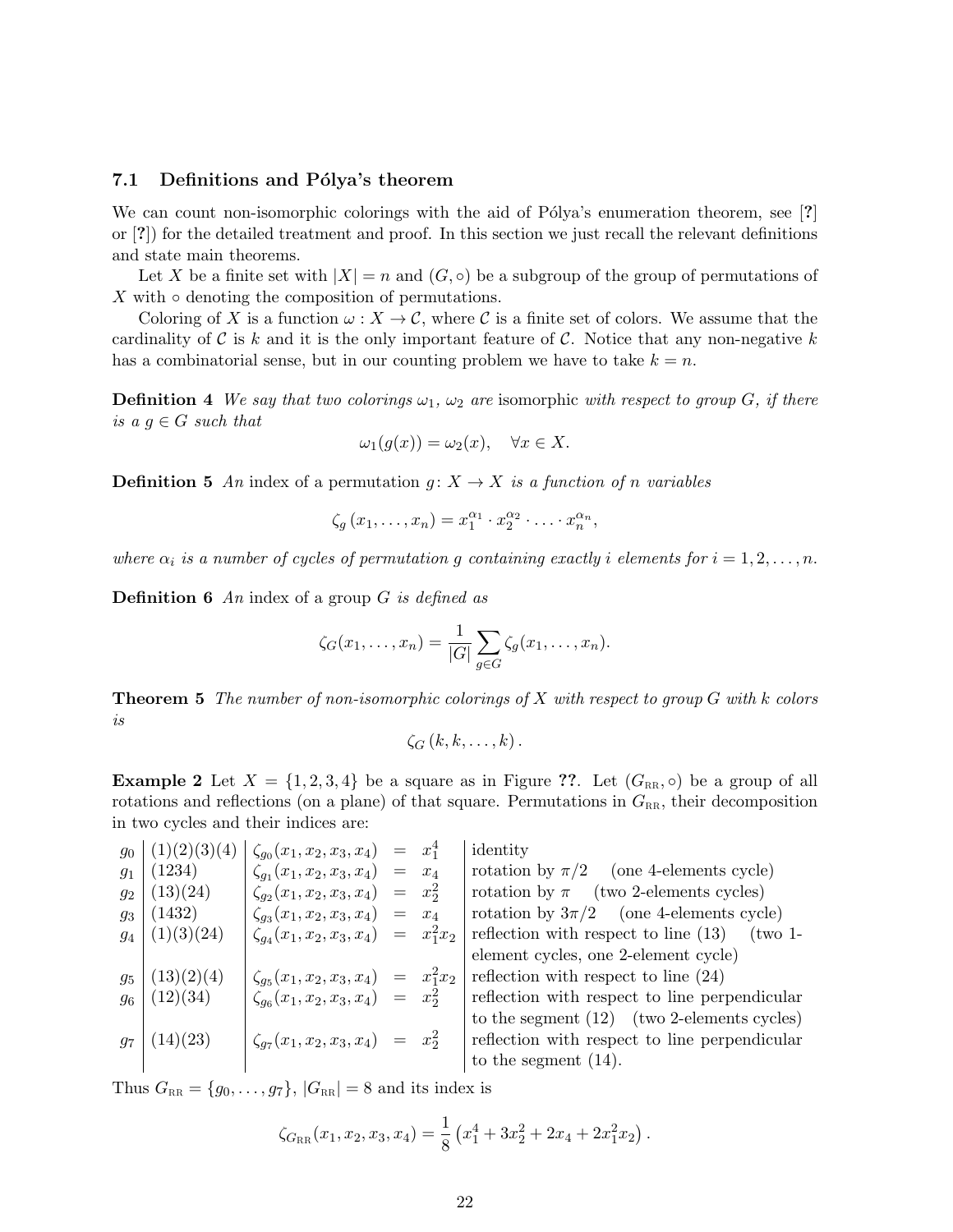### 7.1 Definitions and Pólya's theorem

We can count non-isomorphic colorings with the aid of Pólya's enumeration theorem, see [?] or [?]) for the detailed treatment and proof. In this section we just recall the relevant definitions and state main theorems.

Let $X$ be a finite set with $|X| = n$ and $(G, \circ)$ be a subgroup of the group of permutations of $X$ with $\circ$ denoting the composition of permutations.

Coloring of $X$ is a function $\omega : X \to \mathcal{C}$, where $\mathcal{C}$ is a finite set of colors. We assume that the cardinality of $\mathcal{C}$ is $k$ and it is the only important feature of $\mathcal{C}$. Notice that any non-negative $k$ has a combinatorial sense, but in our counting problem we have to take $k = n$.

**Definition 4** *We say that two colorings $\omega_1$, $\omega_2$ are* isomorphic *with respect to group $G$, if there is a $g \in G$ such that*

$$\omega_1(g(x)) = \omega_2(x), \quad \forall x \in X.$$

**Definition 5** *An* index *of a permutation $g \colon X \to X$ is a function of $n$ variables*

$$\zeta_g(x_1, \ldots, x_n) = x_1^{\alpha_1} \cdot x_2^{\alpha_2} \cdot \ldots \cdot x_n^{\alpha_n},$$

*where $\alpha_i$ is a number of cycles of permutation $g$ containing exactly $i$ elements for $i = 1, 2, \ldots, n$.*

**Definition 6** *An* index *of a group $G$ is defined as*

$$\zeta_G(x_1, \ldots, x_n) = \frac{1}{|G|} \sum_{g \in G} \zeta_g(x_1, \ldots, x_n).$$

**Theorem 5** *The number of non-isomorphic colorings of $X$ with respect to group $G$ with $k$ colors is*

$$\zeta_G(k, k, \ldots, k).$$

**Example 2** Let $X = \{1, 2, 3, 4\}$ be a square as in Figure ??. Let $(G_{\text{RR}}, \circ)$ be a group of all rotations and reflections (on a plane) of that square. Permutations in $G_{\text{RR}}$, their decomposition in two cycles and their indices are:

| | | | |
|---|---|---|---|
| $g_0$ | (1)(2)(3)(4) | $\zeta_{g_0}(x_1,x_2,x_3,x_4) = x_1^4$ | identity |
| $g_1$ | (1234) | $\zeta_{g_1}(x_1,x_2,x_3,x_4) = x_4$ | rotation by $\pi/2$ (one 4-elements cycle) |
| $g_2$ | (13)(24) | $\zeta_{g_2}(x_1,x_2,x_3,x_4) = x_2^2$ | rotation by $\pi$ (two 2-elements cycles) |
| $g_3$ | (1432) | $\zeta_{g_3}(x_1,x_2,x_3,x_4) = x_4$ | rotation by $3\pi/2$ (one 4-elements cycle) |
| $g_4$ | (1)(3)(24) | $\zeta_{g_4}(x_1,x_2,x_3,x_4) = x_1^2 x_2$ | reflection with respect to line (13) (two 1-element cycles, one 2-element cycle) |
| $g_5$ | (13)(2)(4) | $\zeta_{g_5}(x_1,x_2,x_3,x_4) = x_1^2 x_2$ | reflection with respect to line (24) |
| $g_6$ | (12)(34) | $\zeta_{g_6}(x_1,x_2,x_3,x_4) = x_2^2$ | reflection with respect to line perpendicular to the segment (12) (two 2-elements cycles) |
| $g_7$ | (14)(23) | $\zeta_{g_7}(x_1,x_2,x_3,x_4) = x_2^2$ | reflection with respect to line perpendicular to the segment (14). |

Thus $G_{\text{RR}} = \{g_0, \ldots, g_7\}$, $|G_{\text{RR}}| = 8$ and its index is

$$\zeta_{G_{\text{RR}}}(x_1, x_2, x_3, x_4) = \frac{1}{8}\left(x_1^4 + 3x_2^2 + 2x_4 + 2x_1^2 x_2\right).$$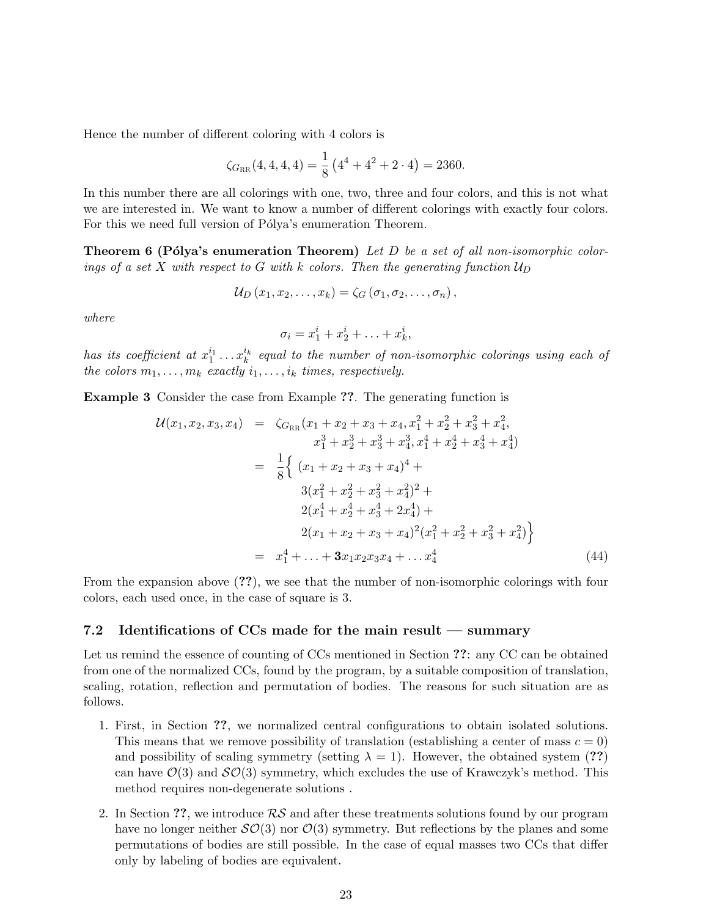Hence the number of different coloring with 4 colors is

$$\zeta_{G_{\mathrm{RR}}}(4,4,4,4) = \frac{1}{8}\left(4^4 + 4^2 + 2 \cdot 4\right) = 2360.$$

In this number there are all colorings with one, two, three and four colors, and this is not what we are interested in. We want to know a number of different colorings with exactly four colors. For this we need full version of Pólya's enumeration Theorem.

**Theorem 6 (Pólya's enumeration Theorem)** *Let $D$ be a set of all non-isomorphic colorings of a set $X$ with respect to $G$ with $k$ colors. Then the generating function $\mathcal{U}_D$*

$$\mathcal{U}_D\left(x_1, x_2, \ldots, x_k\right) = \zeta_G\left(\sigma_1, \sigma_2, \ldots, \sigma_n\right),$$

*where*

$$\sigma_i = x_1^i + x_2^i + \ldots + x_k^i,$$

*has its coefficient at $x_1^{i_1} \ldots x_k^{i_k}$ equal to the number of non-isomorphic colorings using each of the colors $m_1, \ldots, m_k$ exactly $i_1, \ldots, i_k$ times, respectively.*

**Example 3** Consider the case from Example **??**. The generating function is

$$\begin{aligned}
\mathcal{U}(x_1, x_2, x_3, x_4) &= \zeta_{G_{\mathrm{RR}}}(x_1 + x_2 + x_3 + x_4, x_1^2 + x_2^2 + x_3^2 + x_4^2, \\
&\qquad x_1^3 + x_2^3 + x_3^3 + x_4^3, x_1^4 + x_2^4 + x_3^4 + x_4^4) \\
&= \frac{1}{8}\Big\{ \ (x_1 + x_2 + x_3 + x_4)^4 + \\
&\qquad 3(x_1^2 + x_2^2 + x_3^2 + x_4^2)^2 + \\
&\qquad 2(x_1^4 + x_2^4 + x_3^4 + 2x_4^4) + \\
&\qquad 2(x_1 + x_2 + x_3 + x_4)^2(x_1^2 + x_2^2 + x_3^2 + x_4^2)\Big\} \\
&= x_1^4 + \ldots + \mathbf{3}x_1x_2x_3x_4 + \ldots x_4^4
\end{aligned} \tag{44}$$

From the expansion above (**??**), we see that the number of non-isomorphic colorings with four colors, each used once, in the case of square is 3.

### 7.2 Identifications of CCs made for the main result — summary

Let us remind the essence of counting of CCs mentioned in Section **??**: any CC can be obtained from one of the normalized CCs, found by the program, by a suitable composition of translation, scaling, rotation, reflection and permutation of bodies. The reasons for such situation are as follows.

1. First, in Section **??**, we normalized central configurations to obtain isolated solutions. This means that we remove possibility of translation (establishing a center of mass $c = 0$) and possibility of scaling symmetry (setting $\lambda = 1$). However, the obtained system (**??**) can have $\mathcal{O}(3)$ and $\mathcal{SO}(3)$ symmetry, which excludes the use of Krawczyk's method. This method requires non-degenerate solutions .

2. In Section **??**, we introduce $\mathcal{RS}$ and after these treatments solutions found by our program have no longer neither $\mathcal{SO}(3)$ nor $\mathcal{O}(3)$ symmetry. But reflections by the planes and some permutations of bodies are still possible. In the case of equal masses two CCs that differ only by labeling of bodies are equivalent.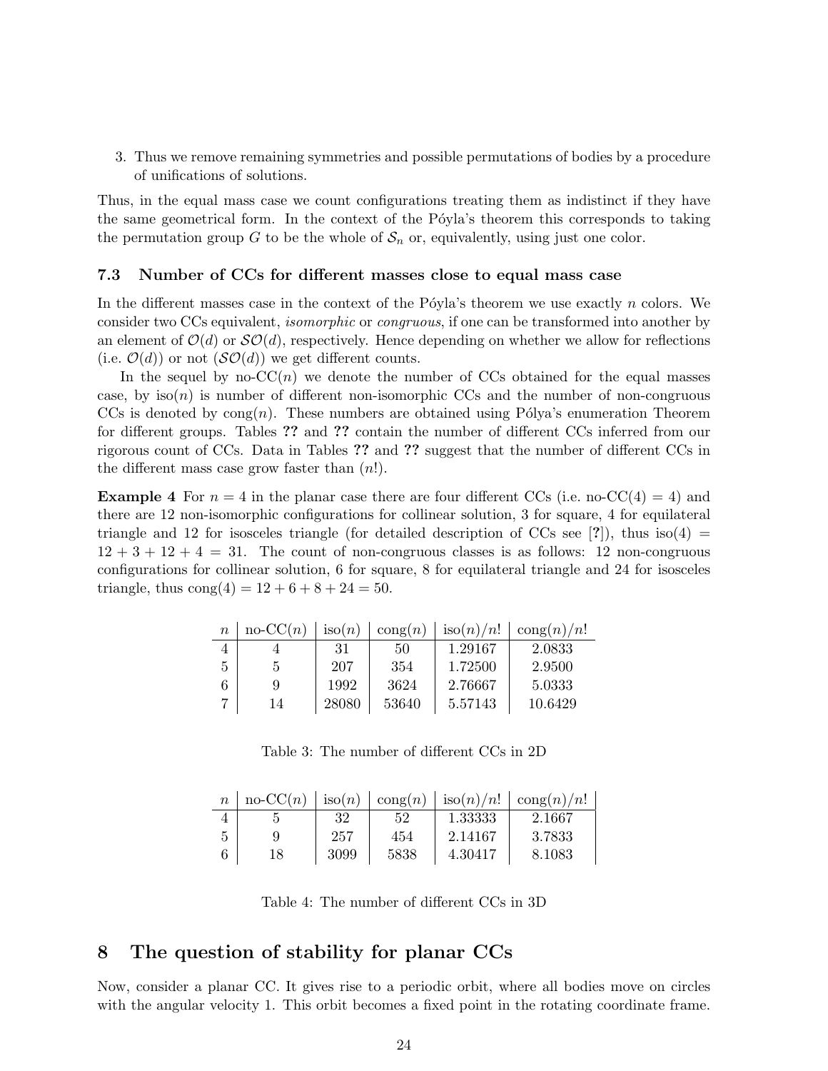3. Thus we remove remaining symmetries and possible permutations of bodies by a procedure of unifications of solutions.

Thus, in the equal mass case we count configurations treating them as indistinct if they have the same geometrical form. In the context of the Póyla's theorem this corresponds to taking the permutation group $G$ to be the whole of $\mathcal{S}_n$ or, equivalently, using just one color.

### 7.3 Number of CCs for different masses close to equal mass case

In the different masses case in the context of the Póyla's theorem we use exactly $n$ colors. We consider two CCs equivalent, *isomorphic* or *congruous*, if one can be transformed into another by an element of $\mathcal{O}(d)$ or $\mathcal{SO}(d)$, respectively. Hence depending on whether we allow for reflections (i.e. $\mathcal{O}(d)$) or not ($\mathcal{SO}(d)$) we get different counts.

In the sequel by no-CC($n$) we denote the number of CCs obtained for the equal masses case, by iso($n$) is number of different non-isomorphic CCs and the number of non-congruous CCs is denoted by cong($n$). These numbers are obtained using Pólya's enumeration Theorem for different groups. Tables **??** and **??** contain the number of different CCs inferred from our rigorous count of CCs. Data in Tables **??** and **??** suggest that the number of different CCs in the different mass case grow faster than ($n$!).

**Example 4** For $n = 4$ in the planar case there are four different CCs (i.e. no-CC(4) = 4) and there are 12 non-isomorphic configurations for collinear solution, 3 for square, 4 for equilateral triangle and 12 for isosceles triangle (for detailed description of CCs see [**?**]), thus iso(4) = $12 + 3 + 12 + 4 = 31$. The count of non-congruous classes is as follows: 12 non-congruous configurations for collinear solution, 6 for square, 8 for equilateral triangle and 24 for isosceles triangle, thus cong(4) $= 12 + 6 + 8 + 24 = 50$.

| $n$ | no-CC($n$) | iso($n$) | cong($n$) | iso($n$)/$n$! | cong($n$)/$n$! |
|---|---|---|---|---|---|
| 4 | 4 | 31 | 50 | 1.29167 | 2.0833 |
| 5 | 5 | 207 | 354 | 1.72500 | 2.9500 |
| 6 | 9 | 1992 | 3624 | 2.76667 | 5.0333 |
| 7 | 14 | 28080 | 53640 | 5.57143 | 10.6429 |

Table 3: The number of different CCs in 2D

| $n$ | no-CC($n$) | iso($n$) | cong($n$) | iso($n$)/$n$! | cong($n$)/$n$! |
|---|---|---|---|---|---|
| 4 | 5 | 32 | 52 | 1.33333 | 2.1667 |
| 5 | 9 | 257 | 454 | 2.14167 | 3.7833 |
| 6 | 18 | 3099 | 5838 | 4.30417 | 8.1083 |

Table 4: The number of different CCs in 3D

## 8 The question of stability for planar CCs

Now, consider a planar CC. It gives rise to a periodic orbit, where all bodies move on circles with the angular velocity 1. This orbit becomes a fixed point in the rotating coordinate frame.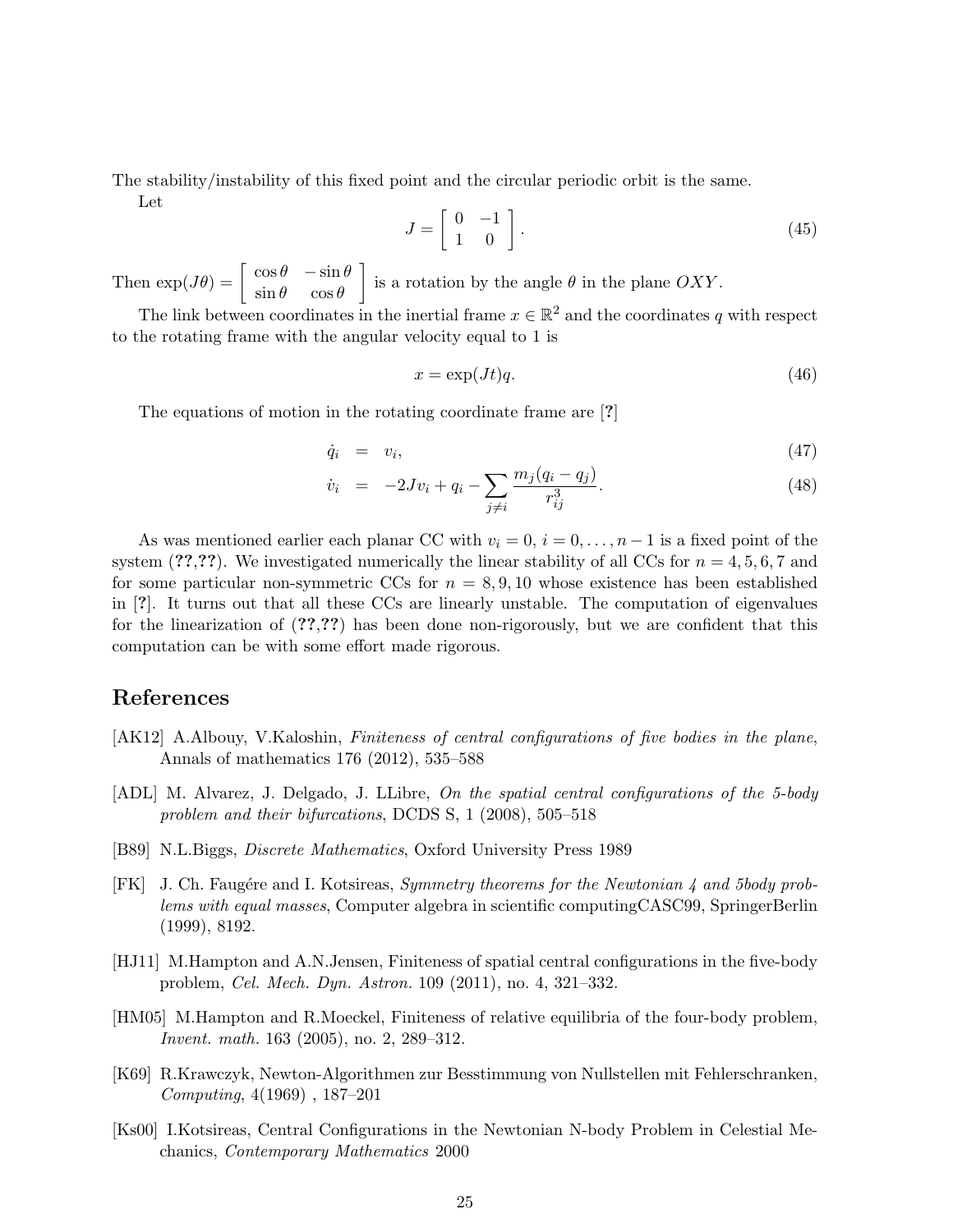The stability/instability of this fixed point and the circular periodic orbit is the same.

Let

$$J = \begin{bmatrix} 0 & -1 \\ 1 & 0 \end{bmatrix}. \tag{45}$$

Then $\exp(J\theta) = \begin{bmatrix} \cos\theta & -\sin\theta \\ \sin\theta & \cos\theta \end{bmatrix}$ is a rotation by the angle $\theta$ in the plane $OXY$.

The link between coordinates in the inertial frame $x \in \mathbb{R}^2$ and the coordinates $q$ with respect to the rotating frame with the angular velocity equal to 1 is

$$x = \exp(Jt)q. \tag{46}$$

The equations of motion in the rotating coordinate frame are [?]

$$\dot{q}_i = v_i, \tag{47}$$

$$\dot{v}_i = -2Jv_i + q_i - \sum_{j \neq i} \frac{m_j(q_i - q_j)}{r_{ij}^3}. \tag{48}$$

As was mentioned earlier each planar CC with $v_i = 0$, $i = 0, \ldots, n-1$ is a fixed point of the system (**??**,**??**). We investigated numerically the linear stability of all CCs for $n = 4, 5, 6, 7$ and for some particular non-symmetric CCs for $n = 8, 9, 10$ whose existence has been established in [**?**]. It turns out that all these CCs are linearly unstable. The computation of eigenvalues for the linearization of (**??**,**??**) has been done non-rigorously, but we are confident that this computation can be with some effort made rigorous.

## References

[AK12] A.Albouy, V.Kaloshin, *Finiteness of central configurations of five bodies in the plane*, Annals of mathematics 176 (2012), 535–588

[ADL] M. Alvarez, J. Delgado, J. LLibre, *On the spatial central configurations of the 5-body problem and their bifurcations*, DCDS S, 1 (2008), 505–518

[B89] N.L.Biggs, *Discrete Mathematics*, Oxford University Press 1989

[FK] J. Ch. Faugére and I. Kotsireas, *Symmetry theorems for the Newtonian 4 and 5body problems with equal masses*, Computer algebra in scientific computingCASC99, SpringerBerlin (1999), 8192.

[HJ11] M.Hampton and A.N.Jensen, Finiteness of spatial central configurations in the five-body problem, *Cel. Mech. Dyn. Astron.* 109 (2011), no. 4, 321–332.

[HM05] M.Hampton and R.Moeckel, Finiteness of relative equilibria of the four-body problem, *Invent. math.* 163 (2005), no. 2, 289–312.

[K69] R.Krawczyk, Newton-Algorithmen zur Besstimmung von Nullstellen mit Fehlerschranken, *Computing*, 4(1969) , 187–201

[Ks00] I.Kotsireas, Central Configurations in the Newtonian N-body Problem in Celestial Mechanics, *Contemporary Mathematics* 2000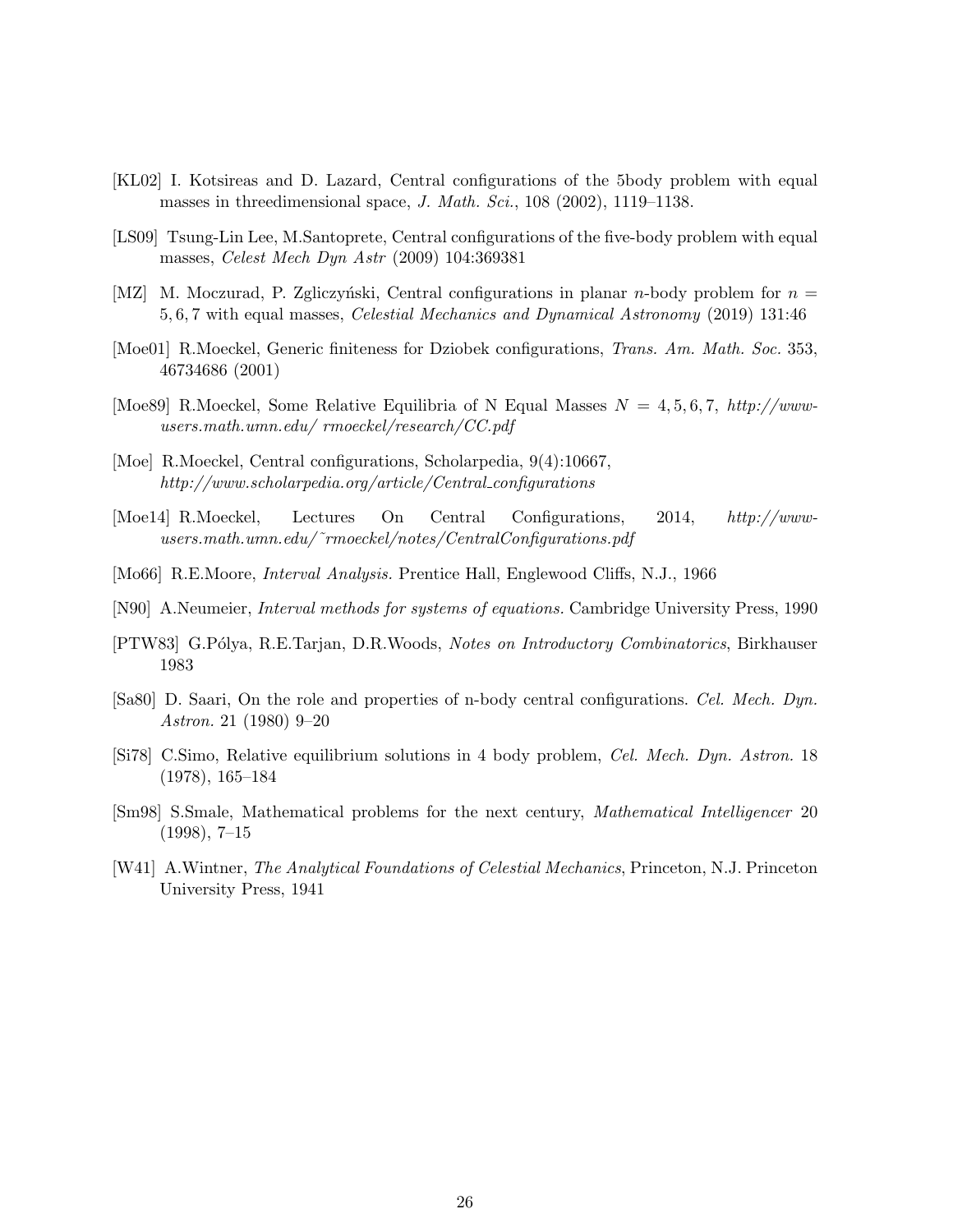[KL02] I. Kotsireas and D. Lazard, Central configurations of the 5body problem with equal masses in threedimensional space, *J. Math. Sci.*, 108 (2002), 1119–1138.

[LS09] Tsung-Lin Lee, M.Santoprete, Central configurations of the five-body problem with equal masses, *Celest Mech Dyn Astr* (2009) 104:369381

[MZ] M. Moczurad, P. Zgliczyński, Central configurations in planar $n$-body problem for $n = 5, 6, 7$ with equal masses, *Celestial Mechanics and Dynamical Astronomy* (2019) 131:46

[Moe01] R.Moeckel, Generic finiteness for Dziobek configurations, *Trans. Am. Math. Soc.* 353, 46734686 (2001)

[Moe89] R.Moeckel, Some Relative Equilibria of N Equal Masses $N = 4, 5, 6, 7$, *http://www-users.math.umn.edu/ rmoeckel/research/CC.pdf*

[Moe] R.Moeckel, Central configurations, Scholarpedia, 9(4):10667, *http://www.scholarpedia.org/article/Central_configurations*

[Moe14] R.Moeckel, Lectures On Central Configurations, 2014, *http://www-users.math.umn.edu/˜rmoeckel/notes/CentralConfigurations.pdf*

[Mo66] R.E.Moore, *Interval Analysis.* Prentice Hall, Englewood Cliffs, N.J., 1966

[N90] A.Neumeier, *Interval methods for systems of equations.* Cambridge University Press, 1990

[PTW83] G.Pólya, R.E.Tarjan, D.R.Woods, *Notes on Introductory Combinatorics*, Birkhauser 1983

[Sa80] D. Saari, On the role and properties of n-body central configurations. *Cel. Mech. Dyn. Astron.* 21 (1980) 9–20

[Si78] C.Simo, Relative equilibrium solutions in 4 body problem, *Cel. Mech. Dyn. Astron.* 18 (1978), 165–184

[Sm98] S.Smale, Mathematical problems for the next century, *Mathematical Intelligencer* 20 (1998), 7–15

[W41] A.Wintner, *The Analytical Foundations of Celestial Mechanics*, Princeton, N.J. Princeton University Press, 1941